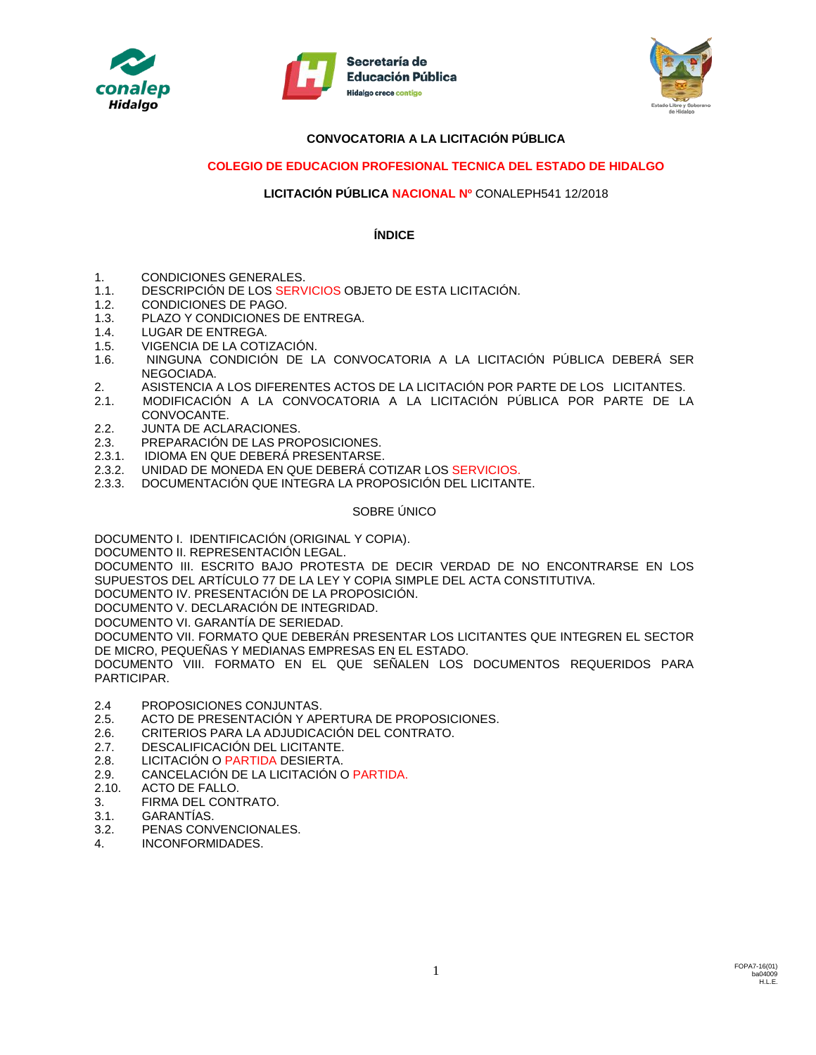**CONVOCATORIA A LA LICITACIÓN PÚBLICA**

**COLEGIO DE EDUCACION PROFESIONAL TECNICA DEL ESTADO DE HIDALGO**

**LICITACIÓN PÚBLICA NACIONAL Nº** CONALEPH541 12/2018

## ÍNDICE

1. CONDICIONES GENERALES.
1.1. DESCRIPCIÓN DE LOS SERVICIOS OBJETO DE ESTA LICITACIÓN.
1.2. CONDICIONES DE PAGO.
1.3. PLAZO Y CONDICIONES DE ENTREGA.
1.4. LUGAR DE ENTREGA.
1.5. VIGENCIA DE LA COTIZACIÓN.
1.6. NINGUNA CONDICIÓN DE LA CONVOCATORIA A LA LICITACIÓN PÚBLICA DEBERÁ SER NEGOCIADA.
2. ASISTENCIA A LOS DIFERENTES ACTOS DE LA LICITACIÓN POR PARTE DE LOS LICITANTES.
2.1. MODIFICACIÓN A LA CONVOCATORIA A LA LICITACIÓN PÚBLICA POR PARTE DE LA CONVOCANTE.
2.2. JUNTA DE ACLARACIONES.
2.3. PREPARACIÓN DE LAS PROPOSICIONES.
2.3.1. IDIOMA EN QUE DEBERÁ PRESENTARSE.
2.3.2. UNIDAD DE MONEDA EN QUE DEBERÁ COTIZAR LOS SERVICIOS.
2.3.3. DOCUMENTACIÓN QUE INTEGRA LA PROPOSICIÓN DEL LICITANTE.

SOBRE ÚNICO

DOCUMENTO I. IDENTIFICACIÓN (ORIGINAL Y COPIA).
DOCUMENTO II. REPRESENTACIÓN LEGAL.
DOCUMENTO III. ESCRITO BAJO PROTESTA DE DECIR VERDAD DE NO ENCONTRARSE EN LOS SUPUESTOS DEL ARTÍCULO 77 DE LA LEY Y COPIA SIMPLE DEL ACTA CONSTITUTIVA.
DOCUMENTO IV. PRESENTACIÓN DE LA PROPOSICIÓN.
DOCUMENTO V. DECLARACIÓN DE INTEGRIDAD.
DOCUMENTO VI. GARANTÍA DE SERIEDAD.
DOCUMENTO VII. FORMATO QUE DEBERÁN PRESENTAR LOS LICITANTES QUE INTEGREN EL SECTOR DE MICRO, PEQUEÑAS Y MEDIANAS EMPRESAS EN EL ESTADO.
DOCUMENTO VIII. FORMATO EN EL QUE SEÑALEN LOS DOCUMENTOS REQUERIDOS PARA PARTICIPAR.

2.4 PROPOSICIONES CONJUNTAS.
2.5. ACTO DE PRESENTACIÓN Y APERTURA DE PROPOSICIONES.
2.6. CRITERIOS PARA LA ADJUDICACIÓN DEL CONTRATO.
2.7. DESCALIFICACIÓN DEL LICITANTE.
2.8. LICITACIÓN O PARTIDA DESIERTA.
2.9. CANCELACIÓN DE LA LICITACIÓN O PARTIDA.
2.10. ACTO DE FALLO.
3. FIRMA DEL CONTRATO.
3.1. GARANTÍAS.
3.2. PENAS CONVENCIONALES.
4. INCONFORMIDADES.

FOPA7-16(01)
ba04009
H.L.E.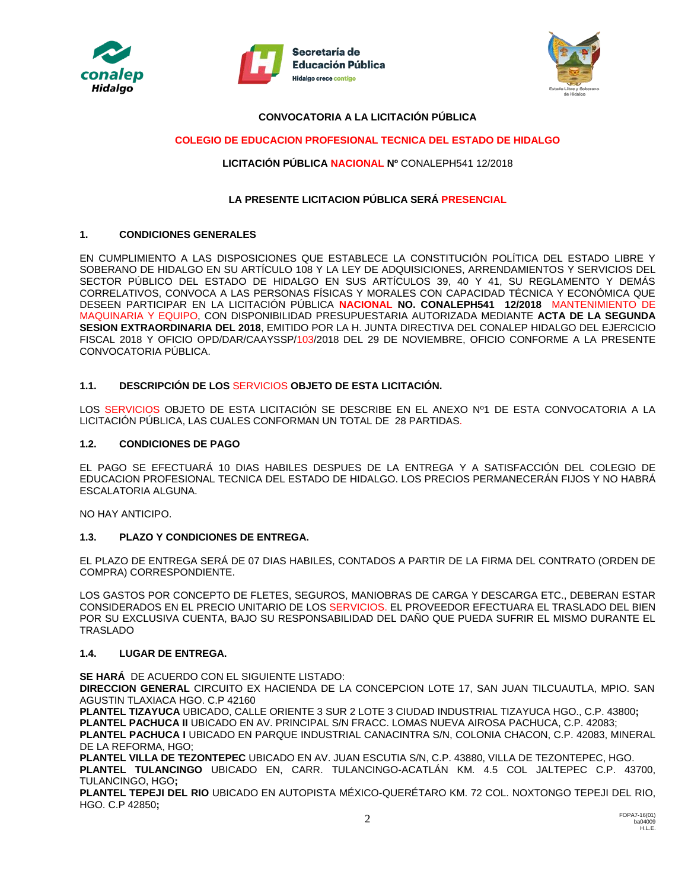**CONVOCATORIA A LA LICITACIÓN PÚBLICA**

**COLEGIO DE EDUCACION PROFESIONAL TECNICA DEL ESTADO DE HIDALGO**

**LICITACIÓN PÚBLICA NACIONAL Nº** CONALEPH541 12/2018

**LA PRESENTE LICITACION PÚBLICA SERÁ PRESENCIAL**

## 1. CONDICIONES GENERALES

EN CUMPLIMIENTO A LAS DISPOSICIONES QUE ESTABLECE LA CONSTITUCIÓN POLÍTICA DEL ESTADO LIBRE Y SOBERANO DE HIDALGO EN SU ARTÍCULO 108 Y LA LEY DE ADQUISICIONES, ARRENDAMIENTOS Y SERVICIOS DEL SECTOR PÚBLICO DEL ESTADO DE HIDALGO EN SUS ARTÍCULOS 39, 40 Y 41, SU REGLAMENTO Y DEMÁS CORRELATIVOS, CONVOCA A LAS PERSONAS FÍSICAS Y MORALES CON CAPACIDAD TÉCNICA Y ECONÓMICA QUE DESEEN PARTICIPAR EN LA LICITACIÓN PÚBLICA **NACIONAL NO. CONALEPH541 12/2018** MANTENIMIENTO DE MAQUINARIA Y EQUIPO, CON DISPONIBILIDAD PRESUPUESTARIA AUTORIZADA MEDIANTE **ACTA DE LA SEGUNDA SESION EXTRAORDINARIA DEL 2018**, EMITIDO POR LA H. JUNTA DIRECTIVA DEL CONALEP HIDALGO DEL EJERCICIO FISCAL 2018 Y OFICIO OPD/DAR/CAAYSSP/103/2018 DEL 29 DE NOVIEMBRE, OFICIO CONFORME A LA PRESENTE CONVOCATORIA PÚBLICA.

### 1.1. DESCRIPCIÓN DE LOS SERVICIOS OBJETO DE ESTA LICITACIÓN.

LOS SERVICIOS OBJETO DE ESTA LICITACIÓN SE DESCRIBE EN EL ANEXO Nº1 DE ESTA CONVOCATORIA A LA LICITACIÓN PÚBLICA, LAS CUALES CONFORMAN UN TOTAL DE 28 PARTIDAS.

### 1.2. CONDICIONES DE PAGO

EL PAGO SE EFECTUARÁ 10 DIAS HABILES DESPUES DE LA ENTREGA Y A SATISFACCIÓN DEL COLEGIO DE EDUCACION PROFESIONAL TECNICA DEL ESTADO DE HIDALGO. LOS PRECIOS PERMANECERÁN FIJOS Y NO HABRÁ ESCALATORIA ALGUNA.

NO HAY ANTICIPO.

### 1.3. PLAZO Y CONDICIONES DE ENTREGA.

EL PLAZO DE ENTREGA SERÁ DE 07 DIAS HABILES, CONTADOS A PARTIR DE LA FIRMA DEL CONTRATO (ORDEN DE COMPRA) CORRESPONDIENTE.

LOS GASTOS POR CONCEPTO DE FLETES, SEGUROS, MANIOBRAS DE CARGA Y DESCARGA ETC., DEBERAN ESTAR CONSIDERADOS EN EL PRECIO UNITARIO DE LOS SERVICIOS. EL PROVEEDOR EFECTUARA EL TRASLADO DEL BIEN POR SU EXCLUSIVA CUENTA, BAJO SU RESPONSABILIDAD DEL DAÑO QUE PUEDA SUFRIR EL MISMO DURANTE EL TRASLADO

### 1.4. LUGAR DE ENTREGA.

**SE HARÁ** DE ACUERDO CON EL SIGUIENTE LISTADO:
**DIRECCION GENERAL** CIRCUITO EX HACIENDA DE LA CONCEPCION LOTE 17, SAN JUAN TILCUAUTLA, MPIO. SAN AGUSTIN TLAXIACA HGO. C.P 42160
**PLANTEL TIZAYUCA** UBICADO, CALLE ORIENTE 3 SUR 2 LOTE 3 CIUDAD INDUSTRIAL TIZAYUCA HGO., C.P. 43800**;**
**PLANTEL PACHUCA II** UBICADO EN AV. PRINCIPAL S/N FRACC. LOMAS NUEVA AIROSA PACHUCA, C.P. 42083;
**PLANTEL PACHUCA I** UBICADO EN PARQUE INDUSTRIAL CANACINTRA S/N, COLONIA CHACON, C.P. 42083, MINERAL DE LA REFORMA, HGO;
**PLANTEL VILLA DE TEZONTEPEC** UBICADO EN AV. JUAN ESCUTIA S/N, C.P. 43880, VILLA DE TEZONTEPEC, HGO.
**PLANTEL TULANCINGO** UBICADO EN, CARR. TULANCINGO-ACATLÁN KM. 4.5 COL JALTEPEC C.P. 43700, TULANCINGO, HGO**;**
**PLANTEL TEPEJI DEL RIO** UBICADO EN AUTOPISTA MÉXICO-QUERÉTARO KM. 72 COL. NOXTONGO TEPEJI DEL RIO, HGO. C.P 42850**;**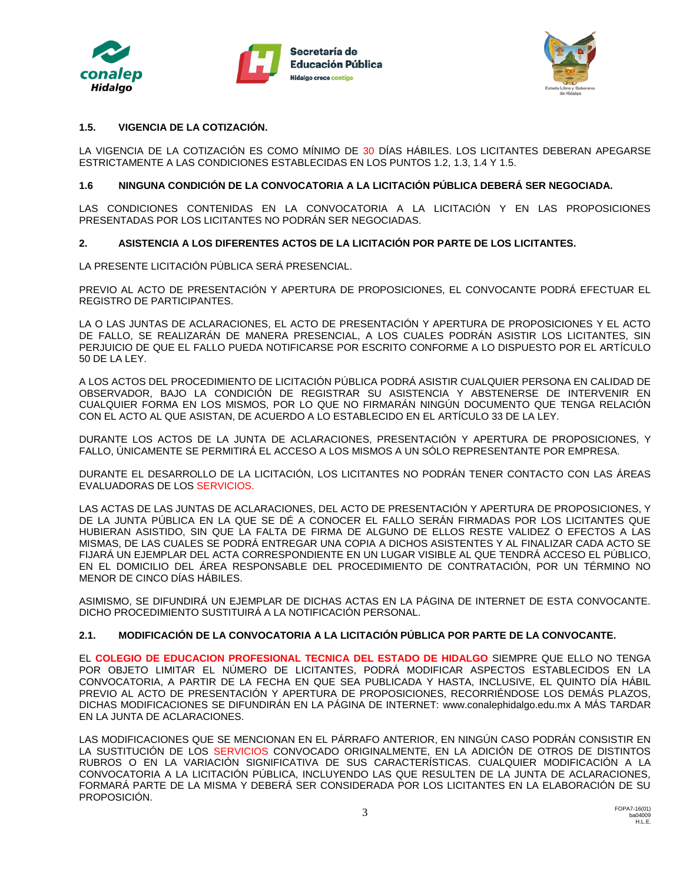### 1.5. VIGENCIA DE LA COTIZACIÓN.

LA VIGENCIA DE LA COTIZACIÓN ES COMO MÍNIMO DE 30 DÍAS HÁBILES. LOS LICITANTES DEBERAN APEGARSE ESTRICTAMENTE A LAS CONDICIONES ESTABLECIDAS EN LOS PUNTOS 1.2, 1.3, 1.4 Y 1.5.

### 1.6 NINGUNA CONDICIÓN DE LA CONVOCATORIA A LA LICITACIÓN PÚBLICA DEBERÁ SER NEGOCIADA.

LAS CONDICIONES CONTENIDAS EN LA CONVOCATORIA A LA LICITACIÓN Y EN LAS PROPOSICIONES PRESENTADAS POR LOS LICITANTES NO PODRÁN SER NEGOCIADAS.

## 2. ASISTENCIA A LOS DIFERENTES ACTOS DE LA LICITACIÓN POR PARTE DE LOS LICITANTES.

LA PRESENTE LICITACIÓN PÚBLICA SERÁ PRESENCIAL.

PREVIO AL ACTO DE PRESENTACIÓN Y APERTURA DE PROPOSICIONES, EL CONVOCANTE PODRÁ EFECTUAR EL REGISTRO DE PARTICIPANTES.

LA O LAS JUNTAS DE ACLARACIONES, EL ACTO DE PRESENTACIÓN Y APERTURA DE PROPOSICIONES Y EL ACTO DE FALLO, SE REALIZARÁN DE MANERA PRESENCIAL, A LOS CUALES PODRÁN ASISTIR LOS LICITANTES, SIN PERJUICIO DE QUE EL FALLO PUEDA NOTIFICARSE POR ESCRITO CONFORME A LO DISPUESTO POR EL ARTÍCULO 50 DE LA LEY.

A LOS ACTOS DEL PROCEDIMIENTO DE LICITACIÓN PÚBLICA PODRÁ ASISTIR CUALQUIER PERSONA EN CALIDAD DE OBSERVADOR, BAJO LA CONDICIÓN DE REGISTRAR SU ASISTENCIA Y ABSTENERSE DE INTERVENIR EN CUALQUIER FORMA EN LOS MISMOS, POR LO QUE NO FIRMARÁN NINGÚN DOCUMENTO QUE TENGA RELACIÓN CON EL ACTO AL QUE ASISTAN, DE ACUERDO A LO ESTABLECIDO EN EL ARTÍCULO 33 DE LA LEY.

DURANTE LOS ACTOS DE LA JUNTA DE ACLARACIONES, PRESENTACIÓN Y APERTURA DE PROPOSICIONES, Y FALLO, ÚNICAMENTE SE PERMITIRÁ EL ACCESO A LOS MISMOS A UN SÓLO REPRESENTANTE POR EMPRESA.

DURANTE EL DESARROLLO DE LA LICITACIÓN, LOS LICITANTES NO PODRÁN TENER CONTACTO CON LAS ÁREAS EVALUADORAS DE LOS SERVICIOS.

LAS ACTAS DE LAS JUNTAS DE ACLARACIONES, DEL ACTO DE PRESENTACIÓN Y APERTURA DE PROPOSICIONES, Y DE LA JUNTA PÚBLICA EN LA QUE SE DÉ A CONOCER EL FALLO SERÁN FIRMADAS POR LOS LICITANTES QUE HUBIERAN ASISTIDO, SIN QUE LA FALTA DE FIRMA DE ALGUNO DE ELLOS RESTE VALIDEZ O EFECTOS A LAS MISMAS, DE LAS CUALES SE PODRÁ ENTREGAR UNA COPIA A DICHOS ASISTENTES Y AL FINALIZAR CADA ACTO SE FIJARÁ UN EJEMPLAR DEL ACTA CORRESPONDIENTE EN UN LUGAR VISIBLE AL QUE TENDRÁ ACCESO EL PÚBLICO, EN EL DOMICILIO DEL ÁREA RESPONSABLE DEL PROCEDIMIENTO DE CONTRATACIÓN, POR UN TÉRMINO NO MENOR DE CINCO DÍAS HÁBILES.

ASIMISMO, SE DIFUNDIRÁ UN EJEMPLAR DE DICHAS ACTAS EN LA PÁGINA DE INTERNET DE ESTA CONVOCANTE. DICHO PROCEDIMIENTO SUSTITUIRÁ A LA NOTIFICACIÓN PERSONAL.

### 2.1. MODIFICACIÓN DE LA CONVOCATORIA A LA LICITACIÓN PÚBLICA POR PARTE DE LA CONVOCANTE.

EL **COLEGIO DE EDUCACION PROFESIONAL TECNICA DEL ESTADO DE HIDALGO** SIEMPRE QUE ELLO NO TENGA POR OBJETO LIMITAR EL NÚMERO DE LICITANTES, PODRÁ MODIFICAR ASPECTOS ESTABLECIDOS EN LA CONVOCATORIA, A PARTIR DE LA FECHA EN QUE SEA PUBLICADA Y HASTA, INCLUSIVE, EL QUINTO DÍA HÁBIL PREVIO AL ACTO DE PRESENTACIÓN Y APERTURA DE PROPOSICIONES, RECORRIÉNDOSE LOS DEMÁS PLAZOS, DICHAS MODIFICACIONES SE DIFUNDIRÁN EN LA PÁGINA DE INTERNET: www.conalephidalgo.edu.mx A MÁS TARDAR EN LA JUNTA DE ACLARACIONES.

LAS MODIFICACIONES QUE SE MENCIONAN EN EL PÁRRAFO ANTERIOR, EN NINGÚN CASO PODRÁN CONSISTIR EN LA SUSTITUCIÓN DE LOS SERVICIOS CONVOCADO ORIGINALMENTE, EN LA ADICIÓN DE OTROS DE DISTINTOS RUBROS O EN LA VARIACIÓN SIGNIFICATIVA DE SUS CARACTERÍSTICAS. CUALQUIER MODIFICACIÓN A LA CONVOCATORIA A LA LICITACIÓN PÚBLICA, INCLUYENDO LAS QUE RESULTEN DE LA JUNTA DE ACLARACIONES, FORMARÁ PARTE DE LA MISMA Y DEBERÁ SER CONSIDERADA POR LOS LICITANTES EN LA ELABORACIÓN DE SU PROPOSICIÓN.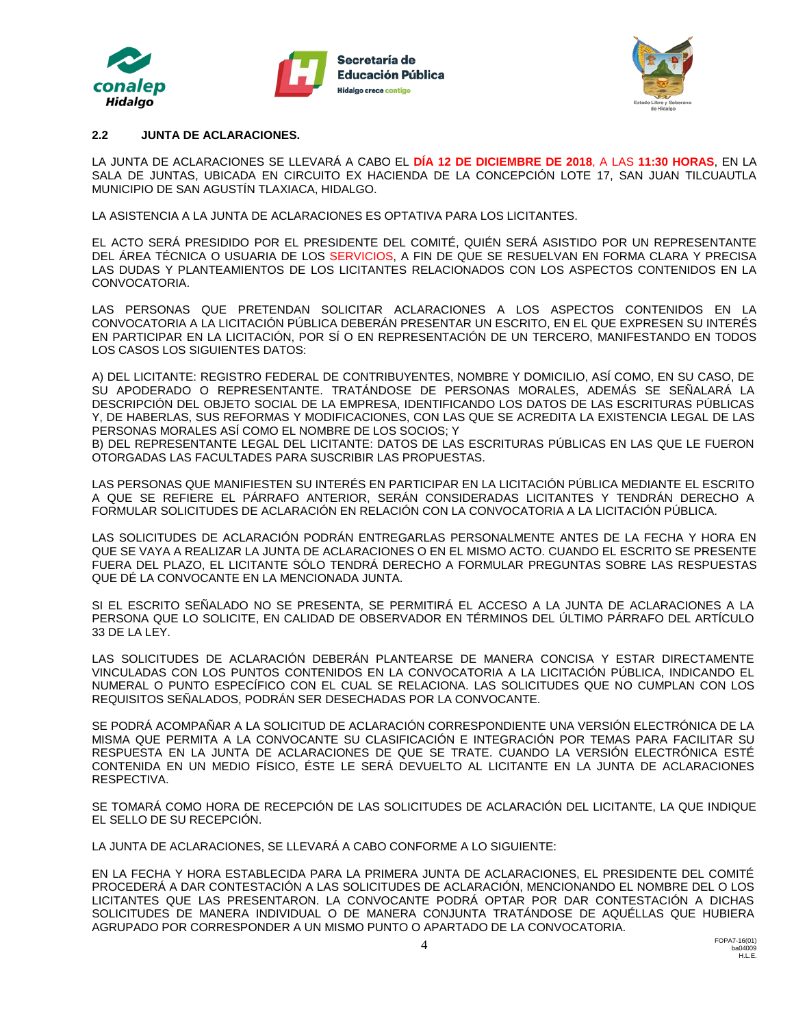## 2.2 JUNTA DE ACLARACIONES.

LA JUNTA DE ACLARACIONES SE LLEVARÁ A CABO EL **DÍA 12 DE DICIEMBRE DE 2018**, A LAS **11:30 HORAS**, EN LA SALA DE JUNTAS, UBICADA EN CIRCUITO EX HACIENDA DE LA CONCEPCIÓN LOTE 17, SAN JUAN TILCUAUTLA MUNICIPIO DE SAN AGUSTÍN TLAXIACA, HIDALGO.

LA ASISTENCIA A LA JUNTA DE ACLARACIONES ES OPTATIVA PARA LOS LICITANTES.

EL ACTO SERÁ PRESIDIDO POR EL PRESIDENTE DEL COMITÉ, QUIÉN SERÁ ASISTIDO POR UN REPRESENTANTE DEL ÁREA TÉCNICA O USUARIA DE LOS SERVICIOS, A FIN DE QUE SE RESUELVAN EN FORMA CLARA Y PRECISA LAS DUDAS Y PLANTEAMIENTOS DE LOS LICITANTES RELACIONADOS CON LOS ASPECTOS CONTENIDOS EN LA CONVOCATORIA.

LAS PERSONAS QUE PRETENDAN SOLICITAR ACLARACIONES A LOS ASPECTOS CONTENIDOS EN LA CONVOCATORIA A LA LICITACIÓN PÚBLICA DEBERÁN PRESENTAR UN ESCRITO, EN EL QUE EXPRESEN SU INTERÉS EN PARTICIPAR EN LA LICITACIÓN, POR SÍ O EN REPRESENTACIÓN DE UN TERCERO, MANIFESTANDO EN TODOS LOS CASOS LOS SIGUIENTES DATOS:

A) DEL LICITANTE: REGISTRO FEDERAL DE CONTRIBUYENTES, NOMBRE Y DOMICILIO, ASÍ COMO, EN SU CASO, DE SU APODERADO O REPRESENTANTE. TRATÁNDOSE DE PERSONAS MORALES, ADEMÁS SE SEÑALARÁ LA DESCRIPCIÓN DEL OBJETO SOCIAL DE LA EMPRESA, IDENTIFICANDO LOS DATOS DE LAS ESCRITURAS PÚBLICAS Y, DE HABERLAS, SUS REFORMAS Y MODIFICACIONES, CON LAS QUE SE ACREDITA LA EXISTENCIA LEGAL DE LAS PERSONAS MORALES ASÍ COMO EL NOMBRE DE LOS SOCIOS; Y
B) DEL REPRESENTANTE LEGAL DEL LICITANTE: DATOS DE LAS ESCRITURAS PÚBLICAS EN LAS QUE LE FUERON OTORGADAS LAS FACULTADES PARA SUSCRIBIR LAS PROPUESTAS.

LAS PERSONAS QUE MANIFIESTEN SU INTERÉS EN PARTICIPAR EN LA LICITACIÓN PÚBLICA MEDIANTE EL ESCRITO A QUE SE REFIERE EL PÁRRAFO ANTERIOR, SERÁN CONSIDERADAS LICITANTES Y TENDRÁN DERECHO A FORMULAR SOLICITUDES DE ACLARACIÓN EN RELACIÓN CON LA CONVOCATORIA A LA LICITACIÓN PÚBLICA.

LAS SOLICITUDES DE ACLARACIÓN PODRÁN ENTREGARLAS PERSONALMENTE ANTES DE LA FECHA Y HORA EN QUE SE VAYA A REALIZAR LA JUNTA DE ACLARACIONES O EN EL MISMO ACTO. CUANDO EL ESCRITO SE PRESENTE FUERA DEL PLAZO, EL LICITANTE SÓLO TENDRÁ DERECHO A FORMULAR PREGUNTAS SOBRE LAS RESPUESTAS QUE DÉ LA CONVOCANTE EN LA MENCIONADA JUNTA.

SI EL ESCRITO SEÑALADO NO SE PRESENTA, SE PERMITIRÁ EL ACCESO A LA JUNTA DE ACLARACIONES A LA PERSONA QUE LO SOLICITE, EN CALIDAD DE OBSERVADOR EN TÉRMINOS DEL ÚLTIMO PÁRRAFO DEL ARTÍCULO 33 DE LA LEY.

LAS SOLICITUDES DE ACLARACIÓN DEBERÁN PLANTEARSE DE MANERA CONCISA Y ESTAR DIRECTAMENTE VINCULADAS CON LOS PUNTOS CONTENIDOS EN LA CONVOCATORIA A LA LICITACIÓN PÚBLICA, INDICANDO EL NUMERAL O PUNTO ESPECÍFICO CON EL CUAL SE RELACIONA. LAS SOLICITUDES QUE NO CUMPLAN CON LOS REQUISITOS SEÑALADOS, PODRÁN SER DESECHADAS POR LA CONVOCANTE.

SE PODRÁ ACOMPAÑAR A LA SOLICITUD DE ACLARACIÓN CORRESPONDIENTE UNA VERSIÓN ELECTRÓNICA DE LA MISMA QUE PERMITA A LA CONVOCANTE SU CLASIFICACIÓN E INTEGRACIÓN POR TEMAS PARA FACILITAR SU RESPUESTA EN LA JUNTA DE ACLARACIONES DE QUE SE TRATE. CUANDO LA VERSIÓN ELECTRÓNICA ESTÉ CONTENIDA EN UN MEDIO FÍSICO, ÉSTE LE SERÁ DEVUELTO AL LICITANTE EN LA JUNTA DE ACLARACIONES RESPECTIVA.

SE TOMARÁ COMO HORA DE RECEPCIÓN DE LAS SOLICITUDES DE ACLARACIÓN DEL LICITANTE, LA QUE INDIQUE EL SELLO DE SU RECEPCIÓN.

LA JUNTA DE ACLARACIONES, SE LLEVARÁ A CABO CONFORME A LO SIGUIENTE:

EN LA FECHA Y HORA ESTABLECIDA PARA LA PRIMERA JUNTA DE ACLARACIONES, EL PRESIDENTE DEL COMITÉ PROCEDERÁ A DAR CONTESTACIÓN A LAS SOLICITUDES DE ACLARACIÓN, MENCIONANDO EL NOMBRE DEL O LOS LICITANTES QUE LAS PRESENTARON. LA CONVOCANTE PODRÁ OPTAR POR DAR CONTESTACIÓN A DICHAS SOLICITUDES DE MANERA INDIVIDUAL O DE MANERA CONJUNTA TRATÁNDOSE DE AQUÉLLAS QUE HUBIERA AGRUPADO POR CORRESPONDER A UN MISMO PUNTO O APARTADO DE LA CONVOCATORIA.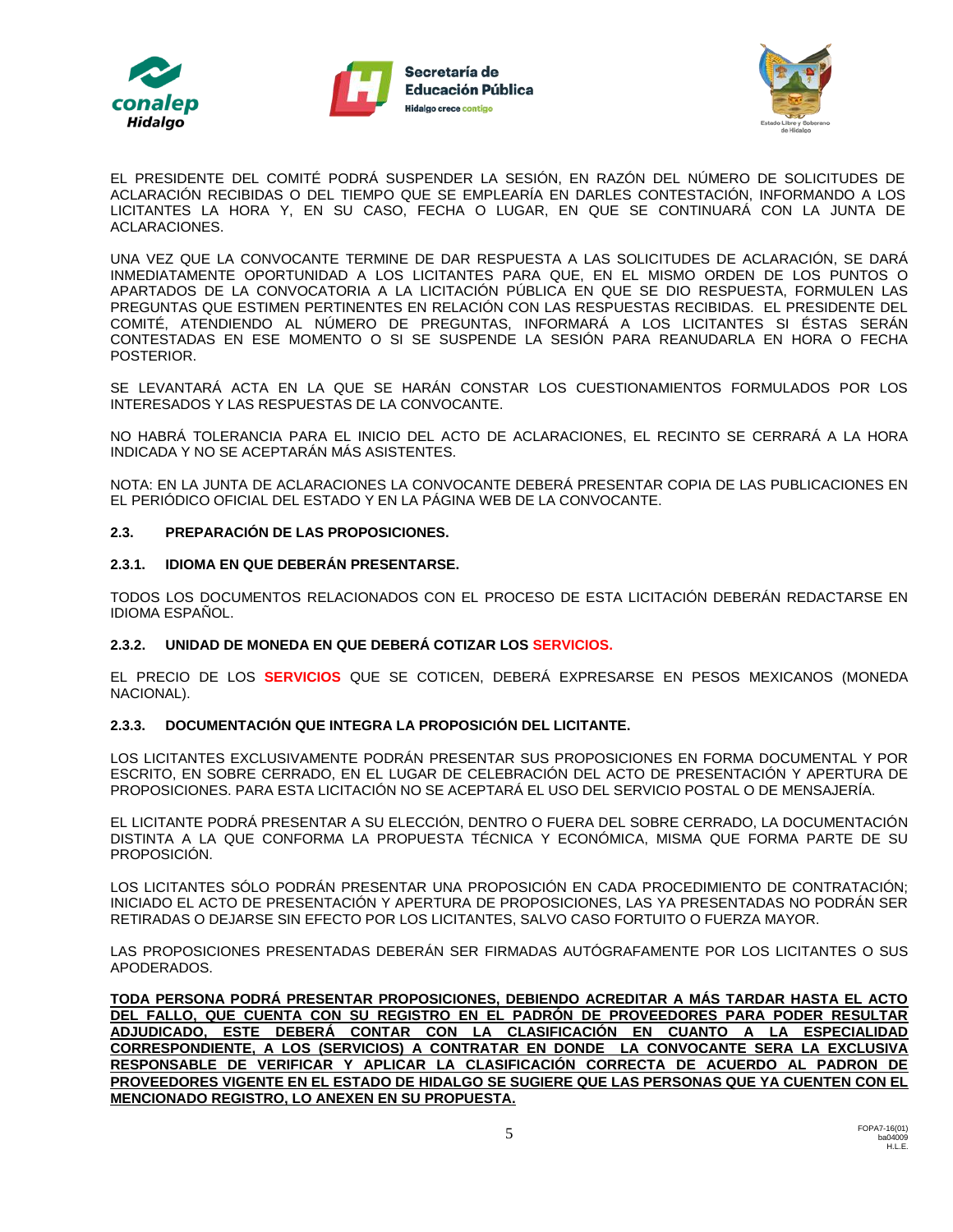EL PRESIDENTE DEL COMITÉ PODRÁ SUSPENDER LA SESIÓN, EN RAZÓN DEL NÚMERO DE SOLICITUDES DE ACLARACIÓN RECIBIDAS O DEL TIEMPO QUE SE EMPLEARÍA EN DARLES CONTESTACIÓN, INFORMANDO A LOS LICITANTES LA HORA Y, EN SU CASO, FECHA O LUGAR, EN QUE SE CONTINUARÁ CON LA JUNTA DE ACLARACIONES.

UNA VEZ QUE LA CONVOCANTE TERMINE DE DAR RESPUESTA A LAS SOLICITUDES DE ACLARACIÓN, SE DARÁ INMEDIATAMENTE OPORTUNIDAD A LOS LICITANTES PARA QUE, EN EL MISMO ORDEN DE LOS PUNTOS O APARTADOS DE LA CONVOCATORIA A LA LICITACIÓN PÚBLICA EN QUE SE DIO RESPUESTA, FORMULEN LAS PREGUNTAS QUE ESTIMEN PERTINENTES EN RELACIÓN CON LAS RESPUESTAS RECIBIDAS. EL PRESIDENTE DEL COMITÉ, ATENDIENDO AL NÚMERO DE PREGUNTAS, INFORMARÁ A LOS LICITANTES SI ÉSTAS SERÁN CONTESTADAS EN ESE MOMENTO O SI SE SUSPENDE LA SESIÓN PARA REANUDARLA EN HORA O FECHA POSTERIOR.

SE LEVANTARÁ ACTA EN LA QUE SE HARÁN CONSTAR LOS CUESTIONAMIENTOS FORMULADOS POR LOS INTERESADOS Y LAS RESPUESTAS DE LA CONVOCANTE.

NO HABRÁ TOLERANCIA PARA EL INICIO DEL ACTO DE ACLARACIONES, EL RECINTO SE CERRARÁ A LA HORA INDICADA Y NO SE ACEPTARÁN MÁS ASISTENTES.

NOTA: EN LA JUNTA DE ACLARACIONES LA CONVOCANTE DEBERÁ PRESENTAR COPIA DE LAS PUBLICACIONES EN EL PERIÓDICO OFICIAL DEL ESTADO Y EN LA PÁGINA WEB DE LA CONVOCANTE.

**2.3. PREPARACIÓN DE LAS PROPOSICIONES.**

**2.3.1. IDIOMA EN QUE DEBERÁN PRESENTARSE.**

TODOS LOS DOCUMENTOS RELACIONADOS CON EL PROCESO DE ESTA LICITACIÓN DEBERÁN REDACTARSE EN IDIOMA ESPAÑOL.

**2.3.2. UNIDAD DE MONEDA EN QUE DEBERÁ COTIZAR LOS SERVICIOS.**

EL PRECIO DE LOS **SERVICIOS** QUE SE COTICEN, DEBERÁ EXPRESARSE EN PESOS MEXICANOS (MONEDA NACIONAL).

**2.3.3. DOCUMENTACIÓN QUE INTEGRA LA PROPOSICIÓN DEL LICITANTE.**

LOS LICITANTES EXCLUSIVAMENTE PODRÁN PRESENTAR SUS PROPOSICIONES EN FORMA DOCUMENTAL Y POR ESCRITO, EN SOBRE CERRADO, EN EL LUGAR DE CELEBRACIÓN DEL ACTO DE PRESENTACIÓN Y APERTURA DE PROPOSICIONES. PARA ESTA LICITACIÓN NO SE ACEPTARÁ EL USO DEL SERVICIO POSTAL O DE MENSAJERÍA.

EL LICITANTE PODRÁ PRESENTAR A SU ELECCIÓN, DENTRO O FUERA DEL SOBRE CERRADO, LA DOCUMENTACIÓN DISTINTA A LA QUE CONFORMA LA PROPUESTA TÉCNICA Y ECONÓMICA, MISMA QUE FORMA PARTE DE SU PROPOSICIÓN.

LOS LICITANTES SÓLO PODRÁN PRESENTAR UNA PROPOSICIÓN EN CADA PROCEDIMIENTO DE CONTRATACIÓN; INICIADO EL ACTO DE PRESENTACIÓN Y APERTURA DE PROPOSICIONES, LAS YA PRESENTADAS NO PODRÁN SER RETIRADAS O DEJARSE SIN EFECTO POR LOS LICITANTES, SALVO CASO FORTUITO O FUERZA MAYOR.

LAS PROPOSICIONES PRESENTADAS DEBERÁN SER FIRMADAS AUTÓGRAFAMENTE POR LOS LICITANTES O SUS APODERADOS.

**TODA PERSONA PODRÁ PRESENTAR PROPOSICIONES, DEBIENDO ACREDITAR A MÁS TARDAR HASTA EL ACTO DEL FALLO, QUE CUENTA CON SU REGISTRO EN EL PADRÓN DE PROVEEDORES PARA PODER RESULTAR ADJUDICADO, ESTE DEBERÁ CONTAR CON LA CLASIFICACIÓN EN CUANTO A LA ESPECIALIDAD CORRESPONDIENTE, A LOS (SERVICIOS) A CONTRATAR EN DONDE LA CONVOCANTE SERA LA EXCLUSIVA RESPONSABLE DE VERIFICAR Y APLICAR LA CLASIFICACIÓN CORRECTA DE ACUERDO AL PADRON DE PROVEEDORES VIGENTE EN EL ESTADO DE HIDALGO SE SUGIERE QUE LAS PERSONAS QUE YA CUENTEN CON EL MENCIONADO REGISTRO, LO ANEXEN EN SU PROPUESTA.**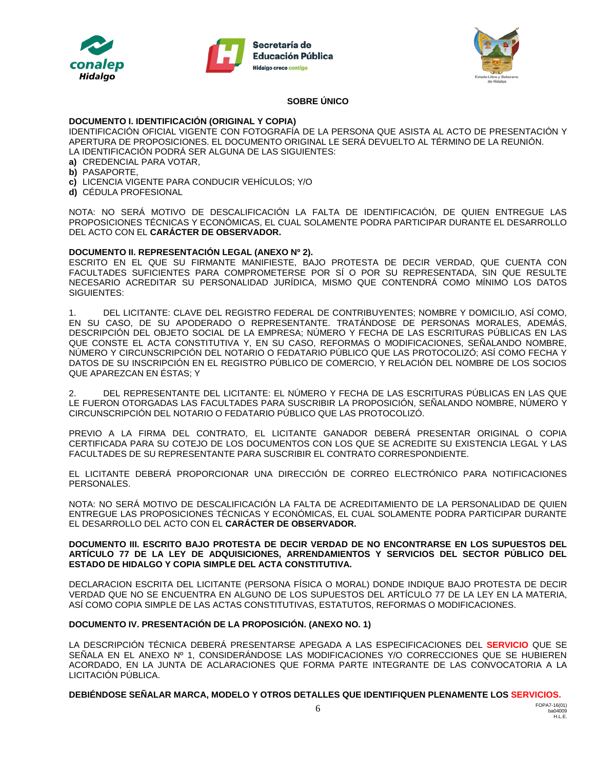**SOBRE ÚNICO**

**DOCUMENTO I. IDENTIFICACIÓN (ORIGINAL Y COPIA)**

IDENTIFICACIÓN OFICIAL VIGENTE CON FOTOGRAFÍA DE LA PERSONA QUE ASISTA AL ACTO DE PRESENTACIÓN Y APERTURA DE PROPOSICIONES. EL DOCUMENTO ORIGINAL LE SERÁ DEVUELTO AL TÉRMINO DE LA REUNIÓN.
LA IDENTIFICACIÓN PODRÁ SER ALGUNA DE LAS SIGUIENTES:

**a)** CREDENCIAL PARA VOTAR,
**b)** PASAPORTE,
**c)** LICENCIA VIGENTE PARA CONDUCIR VEHÍCULOS; Y/O
**d)** CÉDULA PROFESIONAL

NOTA: NO SERÁ MOTIVO DE DESCALIFICACIÓN LA FALTA DE IDENTIFICACIÓN, DE QUIEN ENTREGUE LAS PROPOSICIONES TÉCNICAS Y ECONÓMICAS, EL CUAL SOLAMENTE PODRA PARTICIPAR DURANTE EL DESARROLLO DEL ACTO CON EL **CARÁCTER DE OBSERVADOR.**

**DOCUMENTO II. REPRESENTACIÓN LEGAL (ANEXO Nº 2).**

ESCRITO EN EL QUE SU FIRMANTE MANIFIESTE, BAJO PROTESTA DE DECIR VERDAD, QUE CUENTA CON FACULTADES SUFICIENTES PARA COMPROMETERSE POR SÍ O POR SU REPRESENTADA, SIN QUE RESULTE NECESARIO ACREDITAR SU PERSONALIDAD JURÍDICA, MISMO QUE CONTENDRÁ COMO MÍNIMO LOS DATOS SIGUIENTES:

1. DEL LICITANTE: CLAVE DEL REGISTRO FEDERAL DE CONTRIBUYENTES; NOMBRE Y DOMICILIO, ASÍ COMO, EN SU CASO, DE SU APODERADO O REPRESENTANTE. TRATÁNDOSE DE PERSONAS MORALES, ADEMÁS, DESCRIPCIÓN DEL OBJETO SOCIAL DE LA EMPRESA; NÚMERO Y FECHA DE LAS ESCRITURAS PÚBLICAS EN LAS QUE CONSTE EL ACTA CONSTITUTIVA Y, EN SU CASO, REFORMAS O MODIFICACIONES, SEÑALANDO NOMBRE, NÚMERO Y CIRCUNSCRIPCIÓN DEL NOTARIO O FEDATARIO PÚBLICO QUE LAS PROTOCOLIZÓ; ASÍ COMO FECHA Y DATOS DE SU INSCRIPCIÓN EN EL REGISTRO PÚBLICO DE COMERCIO, Y RELACIÓN DEL NOMBRE DE LOS SOCIOS QUE APAREZCAN EN ÉSTAS; Y

2. DEL REPRESENTANTE DEL LICITANTE: EL NÚMERO Y FECHA DE LAS ESCRITURAS PÚBLICAS EN LAS QUE LE FUERON OTORGADAS LAS FACULTADES PARA SUSCRIBIR LA PROPOSICIÓN, SEÑALANDO NOMBRE, NÚMERO Y CIRCUNSCRIPCIÓN DEL NOTARIO O FEDATARIO PÚBLICO QUE LAS PROTOCOLIZÓ.

PREVIO A LA FIRMA DEL CONTRATO, EL LICITANTE GANADOR DEBERÁ PRESENTAR ORIGINAL O COPIA CERTIFICADA PARA SU COTEJO DE LOS DOCUMENTOS CON LOS QUE SE ACREDITE SU EXISTENCIA LEGAL Y LAS FACULTADES DE SU REPRESENTANTE PARA SUSCRIBIR EL CONTRATO CORRESPONDIENTE.

EL LICITANTE DEBERÁ PROPORCIONAR UNA DIRECCIÓN DE CORREO ELECTRÓNICO PARA NOTIFICACIONES PERSONALES.

NOTA: NO SERÁ MOTIVO DE DESCALIFICACIÓN LA FALTA DE ACREDITAMIENTO DE LA PERSONALIDAD DE QUIEN ENTREGUE LAS PROPOSICIONES TÉCNICAS Y ECONÓMICAS, EL CUAL SOLAMENTE PODRA PARTICIPAR DURANTE EL DESARROLLO DEL ACTO CON EL **CARÁCTER DE OBSERVADOR.**

**DOCUMENTO III. ESCRITO BAJO PROTESTA DE DECIR VERDAD DE NO ENCONTRARSE EN LOS SUPUESTOS DEL ARTÍCULO 77 DE LA LEY DE ADQUISICIONES, ARRENDAMIENTOS Y SERVICIOS DEL SECTOR PÚBLICO DEL ESTADO DE HIDALGO Y COPIA SIMPLE DEL ACTA CONSTITUTIVA.**

DECLARACION ESCRITA DEL LICITANTE (PERSONA FÍSICA O MORAL) DONDE INDIQUE BAJO PROTESTA DE DECIR VERDAD QUE NO SE ENCUENTRA EN ALGUNO DE LOS SUPUESTOS DEL ARTÍCULO 77 DE LA LEY EN LA MATERIA, ASÍ COMO COPIA SIMPLE DE LAS ACTAS CONSTITUTIVAS, ESTATUTOS, REFORMAS O MODIFICACIONES.

**DOCUMENTO IV. PRESENTACIÓN DE LA PROPOSICIÓN. (ANEXO NO. 1)**

LA DESCRIPCIÓN TÉCNICA DEBERÁ PRESENTARSE APEGADA A LAS ESPECIFICACIONES DEL **SERVICIO** QUE SE SEÑALA EN EL ANEXO Nº 1, CONSIDERÁNDOSE LAS MODIFICACIONES Y/O CORRECCIONES QUE SE HUBIEREN ACORDADO, EN LA JUNTA DE ACLARACIONES QUE FORMA PARTE INTEGRANTE DE LAS CONVOCATORIA A LA LICITACIÓN PÚBLICA.

**DEBIÉNDOSE SEÑALAR MARCA, MODELO Y OTROS DETALLES QUE IDENTIFIQUEN PLENAMENTE LOS SERVICIOS.**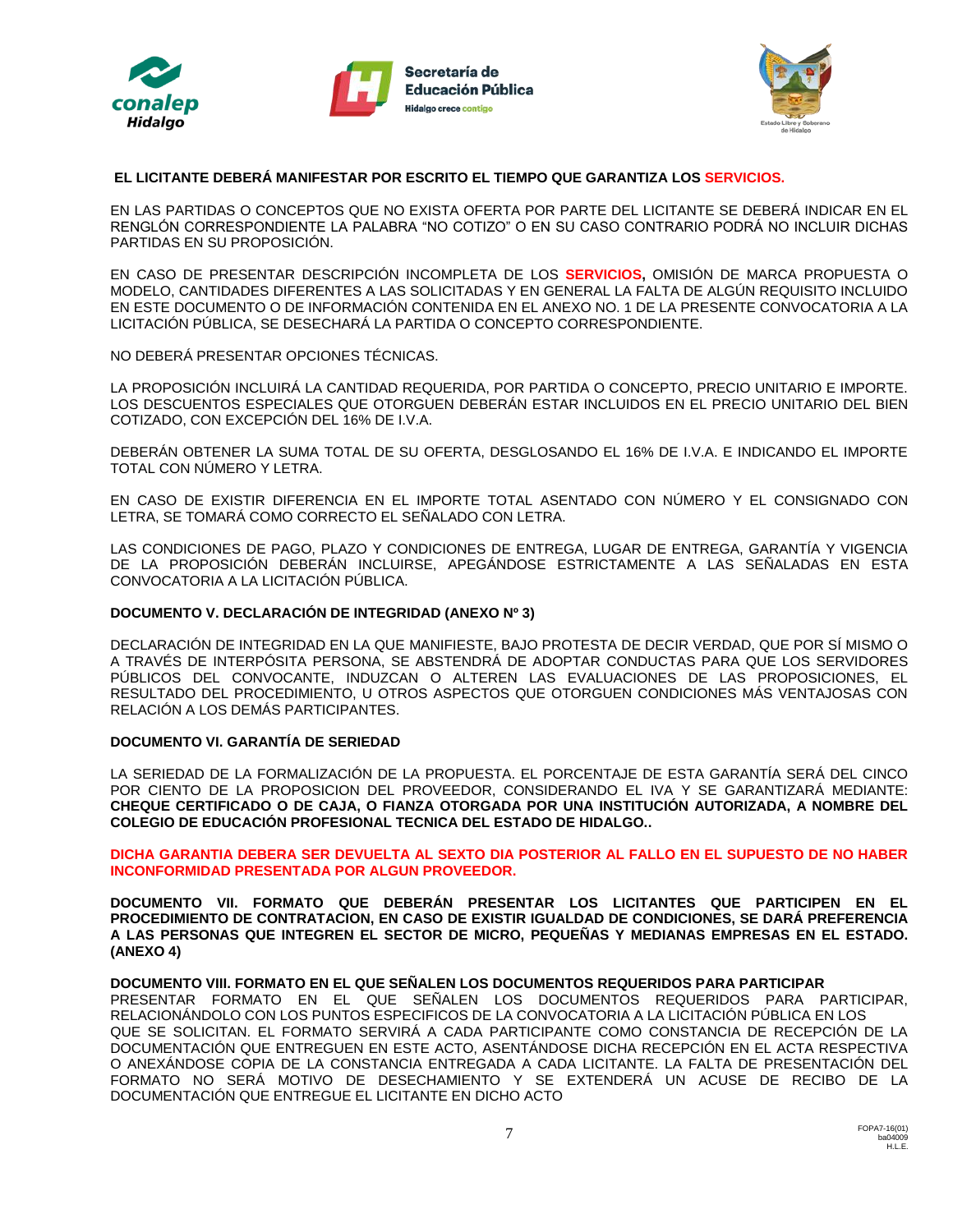**EL LICITANTE DEBERÁ MANIFESTAR POR ESCRITO EL TIEMPO QUE GARANTIZA LOS SERVICIOS.**

EN LAS PARTIDAS O CONCEPTOS QUE NO EXISTA OFERTA POR PARTE DEL LICITANTE SE DEBERÁ INDICAR EN EL RENGLÓN CORRESPONDIENTE LA PALABRA "NO COTIZO" O EN SU CASO CONTRARIO PODRÁ NO INCLUIR DICHAS PARTIDAS EN SU PROPOSICIÓN.

EN CASO DE PRESENTAR DESCRIPCIÓN INCOMPLETA DE LOS **SERVICIOS,** OMISIÓN DE MARCA PROPUESTA O MODELO, CANTIDADES DIFERENTES A LAS SOLICITADAS Y EN GENERAL LA FALTA DE ALGÚN REQUISITO INCLUIDO EN ESTE DOCUMENTO O DE INFORMACIÓN CONTENIDA EN EL ANEXO NO. 1 DE LA PRESENTE CONVOCATORIA A LA LICITACIÓN PÚBLICA, SE DESECHARÁ LA PARTIDA O CONCEPTO CORRESPONDIENTE.

NO DEBERÁ PRESENTAR OPCIONES TÉCNICAS.

LA PROPOSICIÓN INCLUIRÁ LA CANTIDAD REQUERIDA, POR PARTIDA O CONCEPTO, PRECIO UNITARIO E IMPORTE. LOS DESCUENTOS ESPECIALES QUE OTORGUEN DEBERÁN ESTAR INCLUIDOS EN EL PRECIO UNITARIO DEL BIEN COTIZADO, CON EXCEPCIÓN DEL 16% DE I.V.A.

DEBERÁN OBTENER LA SUMA TOTAL DE SU OFERTA, DESGLOSANDO EL 16% DE I.V.A. E INDICANDO EL IMPORTE TOTAL CON NÚMERO Y LETRA.

EN CASO DE EXISTIR DIFERENCIA EN EL IMPORTE TOTAL ASENTADO CON NÚMERO Y EL CONSIGNADO CON LETRA, SE TOMARÁ COMO CORRECTO EL SEÑALADO CON LETRA.

LAS CONDICIONES DE PAGO, PLAZO Y CONDICIONES DE ENTREGA, LUGAR DE ENTREGA, GARANTÍA Y VIGENCIA DE LA PROPOSICIÓN DEBERÁN INCLUIRSE, APEGÁNDOSE ESTRICTAMENTE A LAS SEÑALADAS EN ESTA CONVOCATORIA A LA LICITACIÓN PÚBLICA.

**DOCUMENTO V. DECLARACIÓN DE INTEGRIDAD (ANEXO Nº 3)**

DECLARACIÓN DE INTEGRIDAD EN LA QUE MANIFIESTE, BAJO PROTESTA DE DECIR VERDAD, QUE POR SÍ MISMO O A TRAVÉS DE INTERPÓSITA PERSONA, SE ABSTENDRÁ DE ADOPTAR CONDUCTAS PARA QUE LOS SERVIDORES PÚBLICOS DEL CONVOCANTE, INDUZCAN O ALTEREN LAS EVALUACIONES DE LAS PROPOSICIONES, EL RESULTADO DEL PROCEDIMIENTO, U OTROS ASPECTOS QUE OTORGUEN CONDICIONES MÁS VENTAJOSAS CON RELACIÓN A LOS DEMÁS PARTICIPANTES.

**DOCUMENTO VI. GARANTÍA DE SERIEDAD**

LA SERIEDAD DE LA FORMALIZACIÓN DE LA PROPUESTA. EL PORCENTAJE DE ESTA GARANTÍA SERÁ DEL CINCO POR CIENTO DE LA PROPOSICION DEL PROVEEDOR, CONSIDERANDO EL IVA Y SE GARANTIZARÁ MEDIANTE: **CHEQUE CERTIFICADO O DE CAJA, O FIANZA OTORGADA POR UNA INSTITUCIÓN AUTORIZADA, A NOMBRE DEL COLEGIO DE EDUCACIÓN PROFESIONAL TECNICA DEL ESTADO DE HIDALGO..**

**DICHA GARANTIA DEBERA SER DEVUELTA AL SEXTO DIA POSTERIOR AL FALLO EN EL SUPUESTO DE NO HABER INCONFORMIDAD PRESENTADA POR ALGUN PROVEEDOR.**

**DOCUMENTO VII. FORMATO QUE DEBERÁN PRESENTAR LOS LICITANTES QUE PARTICIPEN EN EL PROCEDIMIENTO DE CONTRATACION, EN CASO DE EXISTIR IGUALDAD DE CONDICIONES, SE DARÁ PREFERENCIA A LAS PERSONAS QUE INTEGREN EL SECTOR DE MICRO, PEQUEÑAS Y MEDIANAS EMPRESAS EN EL ESTADO. (ANEXO 4)**

**DOCUMENTO VIII. FORMATO EN EL QUE SEÑALEN LOS DOCUMENTOS REQUERIDOS PARA PARTICIPAR**

PRESENTAR FORMATO EN EL QUE SEÑALEN LOS DOCUMENTOS REQUERIDOS PARA PARTICIPAR, RELACIONÁNDOLO CON LOS PUNTOS ESPECIFICOS DE LA CONVOCATORIA A LA LICITACIÓN PÚBLICA EN LOS QUE SE SOLICITAN. EL FORMATO SERVIRÁ A CADA PARTICIPANTE COMO CONSTANCIA DE RECEPCIÓN DE LA DOCUMENTACIÓN QUE ENTREGUEN EN ESTE ACTO, ASENTÁNDOSE DICHA RECEPCIÓN EN EL ACTA RESPECTIVA O ANEXÁNDOSE COPIA DE LA CONSTANCIA ENTREGADA A CADA LICITANTE. LA FALTA DE PRESENTACIÓN DEL FORMATO NO SERÁ MOTIVO DE DESECHAMIENTO Y SE EXTENDERÁ UN ACUSE DE RECIBO DE LA DOCUMENTACIÓN QUE ENTREGUE EL LICITANTE EN DICHO ACTO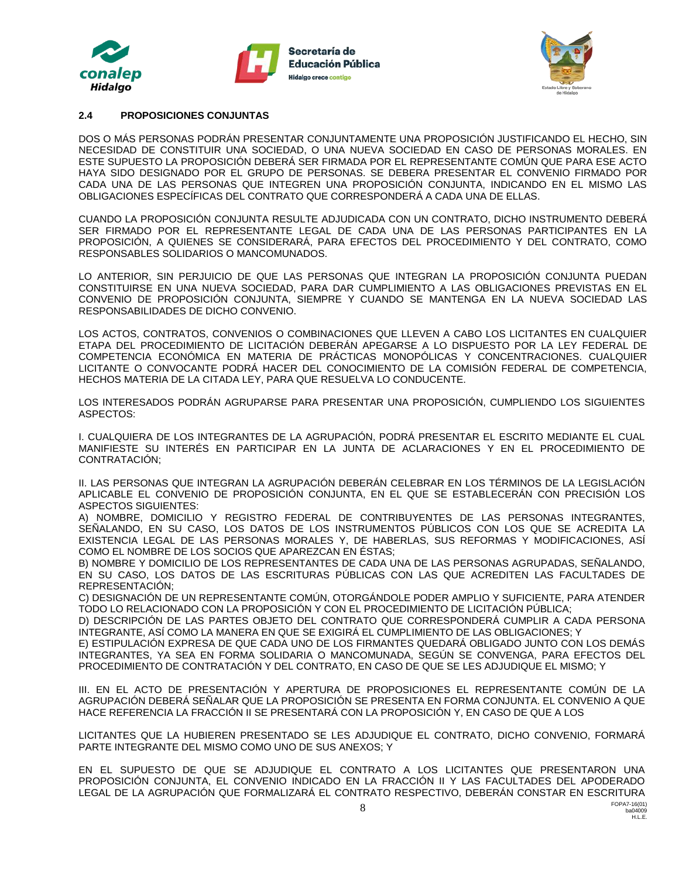## 2.4 PROPOSICIONES CONJUNTAS

DOS O MÁS PERSONAS PODRÁN PRESENTAR CONJUNTAMENTE UNA PROPOSICIÓN JUSTIFICANDO EL HECHO, SIN NECESIDAD DE CONSTITUIR UNA SOCIEDAD, O UNA NUEVA SOCIEDAD EN CASO DE PERSONAS MORALES. EN ESTE SUPUESTO LA PROPOSICIÓN DEBERÁ SER FIRMADA POR EL REPRESENTANTE COMÚN QUE PARA ESE ACTO HAYA SIDO DESIGNADO POR EL GRUPO DE PERSONAS. SE DEBERA PRESENTAR EL CONVENIO FIRMADO POR CADA UNA DE LAS PERSONAS QUE INTEGREN UNA PROPOSICIÓN CONJUNTA, INDICANDO EN EL MISMO LAS OBLIGACIONES ESPECÍFICAS DEL CONTRATO QUE CORRESPONDERÁ A CADA UNA DE ELLAS.

CUANDO LA PROPOSICIÓN CONJUNTA RESULTE ADJUDICADA CON UN CONTRATO, DICHO INSTRUMENTO DEBERÁ SER FIRMADO POR EL REPRESENTANTE LEGAL DE CADA UNA DE LAS PERSONAS PARTICIPANTES EN LA PROPOSICIÓN, A QUIENES SE CONSIDERARÁ, PARA EFECTOS DEL PROCEDIMIENTO Y DEL CONTRATO, COMO RESPONSABLES SOLIDARIOS O MANCOMUNADOS.

LO ANTERIOR, SIN PERJUICIO DE QUE LAS PERSONAS QUE INTEGRAN LA PROPOSICIÓN CONJUNTA PUEDAN CONSTITUIRSE EN UNA NUEVA SOCIEDAD, PARA DAR CUMPLIMIENTO A LAS OBLIGACIONES PREVISTAS EN EL CONVENIO DE PROPOSICIÓN CONJUNTA, SIEMPRE Y CUANDO SE MANTENGA EN LA NUEVA SOCIEDAD LAS RESPONSABILIDADES DE DICHO CONVENIO.

LOS ACTOS, CONTRATOS, CONVENIOS O COMBINACIONES QUE LLEVEN A CABO LOS LICITANTES EN CUALQUIER ETAPA DEL PROCEDIMIENTO DE LICITACIÓN DEBERÁN APEGARSE A LO DISPUESTO POR LA LEY FEDERAL DE COMPETENCIA ECONÓMICA EN MATERIA DE PRÁCTICAS MONOPÓLICAS Y CONCENTRACIONES. CUALQUIER LICITANTE O CONVOCANTE PODRÁ HACER DEL CONOCIMIENTO DE LA COMISIÓN FEDERAL DE COMPETENCIA, HECHOS MATERIA DE LA CITADA LEY, PARA QUE RESUELVA LO CONDUCENTE.

LOS INTERESADOS PODRÁN AGRUPARSE PARA PRESENTAR UNA PROPOSICIÓN, CUMPLIENDO LOS SIGUIENTES ASPECTOS:

I. CUALQUIERA DE LOS INTEGRANTES DE LA AGRUPACIÓN, PODRÁ PRESENTAR EL ESCRITO MEDIANTE EL CUAL MANIFIESTE SU INTERÉS EN PARTICIPAR EN LA JUNTA DE ACLARACIONES Y EN EL PROCEDIMIENTO DE CONTRATACIÓN;

II. LAS PERSONAS QUE INTEGRAN LA AGRUPACIÓN DEBERÁN CELEBRAR EN LOS TÉRMINOS DE LA LEGISLACIÓN APLICABLE EL CONVENIO DE PROPOSICIÓN CONJUNTA, EN EL QUE SE ESTABLECERÁN CON PRECISIÓN LOS ASPECTOS SIGUIENTES:
A) NOMBRE, DOMICILIO Y REGISTRO FEDERAL DE CONTRIBUYENTES DE LAS PERSONAS INTEGRANTES, SEÑALANDO, EN SU CASO, LOS DATOS DE LOS INSTRUMENTOS PÚBLICOS CON LOS QUE SE ACREDITA LA EXISTENCIA LEGAL DE LAS PERSONAS MORALES Y, DE HABERLAS, SUS REFORMAS Y MODIFICACIONES, ASÍ COMO EL NOMBRE DE LOS SOCIOS QUE APAREZCAN EN ÉSTAS;
B) NOMBRE Y DOMICILIO DE LOS REPRESENTANTES DE CADA UNA DE LAS PERSONAS AGRUPADAS, SEÑALANDO, EN SU CASO, LOS DATOS DE LAS ESCRITURAS PÚBLICAS CON LAS QUE ACREDITEN LAS FACULTADES DE REPRESENTACIÓN;
C) DESIGNACIÓN DE UN REPRESENTANTE COMÚN, OTORGÁNDOLE PODER AMPLIO Y SUFICIENTE, PARA ATENDER TODO LO RELACIONADO CON LA PROPOSICIÓN Y CON EL PROCEDIMIENTO DE LICITACIÓN PÚBLICA;
D) DESCRIPCIÓN DE LAS PARTES OBJETO DEL CONTRATO QUE CORRESPONDERÁ CUMPLIR A CADA PERSONA INTEGRANTE, ASÍ COMO LA MANERA EN QUE SE EXIGIRÁ EL CUMPLIMIENTO DE LAS OBLIGACIONES; Y
E) ESTIPULACIÓN EXPRESA DE QUE CADA UNO DE LOS FIRMANTES QUEDARÁ OBLIGADO JUNTO CON LOS DEMÁS INTEGRANTES, YA SEA EN FORMA SOLIDARIA O MANCOMUNADA, SEGÚN SE CONVENGA, PARA EFECTOS DEL PROCEDIMIENTO DE CONTRATACIÓN Y DEL CONTRATO, EN CASO DE QUE SE LES ADJUDIQUE EL MISMO; Y

III. EN EL ACTO DE PRESENTACIÓN Y APERTURA DE PROPOSICIONES EL REPRESENTANTE COMÚN DE LA AGRUPACIÓN DEBERÁ SEÑALAR QUE LA PROPOSICIÓN SE PRESENTA EN FORMA CONJUNTA. EL CONVENIO A QUE HACE REFERENCIA LA FRACCIÓN II SE PRESENTARÁ CON LA PROPOSICIÓN Y, EN CASO DE QUE A LOS

LICITANTES QUE LA HUBIEREN PRESENTADO SE LES ADJUDIQUE EL CONTRATO, DICHO CONVENIO, FORMARÁ PARTE INTEGRANTE DEL MISMO COMO UNO DE SUS ANEXOS; Y

EN EL SUPUESTO DE QUE SE ADJUDIQUE EL CONTRATO A LOS LICITANTES QUE PRESENTARON UNA PROPOSICIÓN CONJUNTA, EL CONVENIO INDICADO EN LA FRACCIÓN II Y LAS FACULTADES DEL APODERADO LEGAL DE LA AGRUPACIÓN QUE FORMALIZARÁ EL CONTRATO RESPECTIVO, DEBERÁN CONSTAR EN ESCRITURA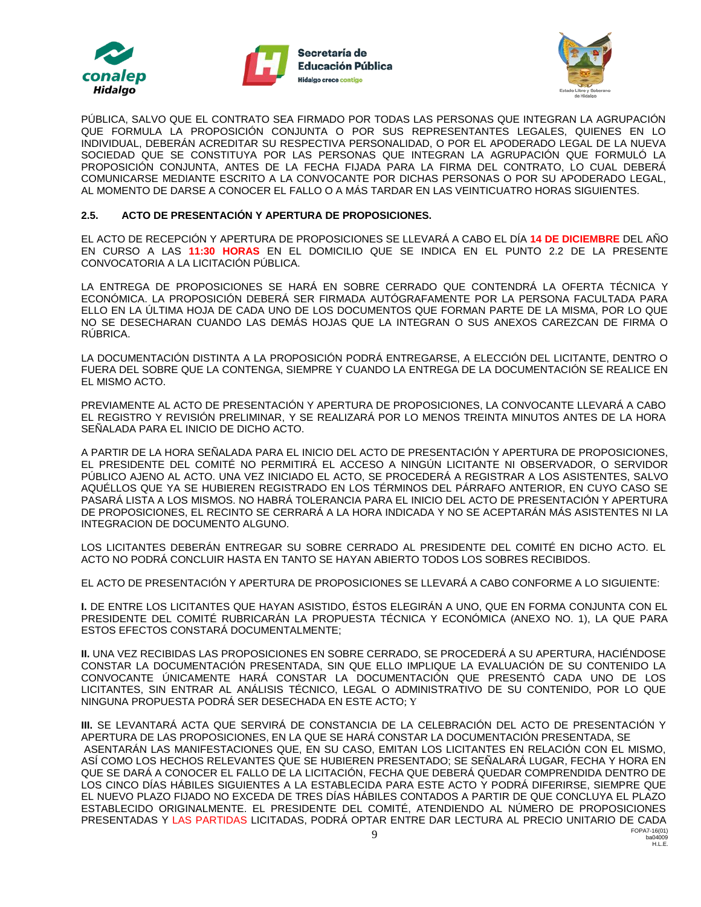PÚBLICA, SALVO QUE EL CONTRATO SEA FIRMADO POR TODAS LAS PERSONAS QUE INTEGRAN LA AGRUPACIÓN QUE FORMULA LA PROPOSICIÓN CONJUNTA O POR SUS REPRESENTANTES LEGALES, QUIENES EN LO INDIVIDUAL, DEBERÁN ACREDITAR SU RESPECTIVA PERSONALIDAD, O POR EL APODERADO LEGAL DE LA NUEVA SOCIEDAD QUE SE CONSTITUYA POR LAS PERSONAS QUE INTEGRAN LA AGRUPACIÓN QUE FORMULÓ LA PROPOSICIÓN CONJUNTA, ANTES DE LA FECHA FIJADA PARA LA FIRMA DEL CONTRATO, LO CUAL DEBERÁ COMUNICARSE MEDIANTE ESCRITO A LA CONVOCANTE POR DICHAS PERSONAS O POR SU APODERADO LEGAL, AL MOMENTO DE DARSE A CONOCER EL FALLO O A MÁS TARDAR EN LAS VEINTICUATRO HORAS SIGUIENTES.

**2.5. ACTO DE PRESENTACIÓN Y APERTURA DE PROPOSICIONES.**

EL ACTO DE RECEPCIÓN Y APERTURA DE PROPOSICIONES SE LLEVARÁ A CABO EL DÍA **14 DE DICIEMBRE** DEL AÑO EN CURSO A LAS **11:30 HORAS** EN EL DOMICILIO QUE SE INDICA EN EL PUNTO 2.2 DE LA PRESENTE CONVOCATORIA A LA LICITACIÓN PÚBLICA.

LA ENTREGA DE PROPOSICIONES SE HARÁ EN SOBRE CERRADO QUE CONTENDRÁ LA OFERTA TÉCNICA Y ECONÓMICA. LA PROPOSICIÓN DEBERÁ SER FIRMADA AUTÓGRAFAMENTE POR LA PERSONA FACULTADA PARA ELLO EN LA ÚLTIMA HOJA DE CADA UNO DE LOS DOCUMENTOS QUE FORMAN PARTE DE LA MISMA, POR LO QUE NO SE DESECHARAN CUANDO LAS DEMÁS HOJAS QUE LA INTEGRAN O SUS ANEXOS CAREZCAN DE FIRMA O RÚBRICA.

LA DOCUMENTACIÓN DISTINTA A LA PROPOSICIÓN PODRÁ ENTREGARSE, A ELECCIÓN DEL LICITANTE, DENTRO O FUERA DEL SOBRE QUE LA CONTENGA, SIEMPRE Y CUANDO LA ENTREGA DE LA DOCUMENTACIÓN SE REALICE EN EL MISMO ACTO.

PREVIAMENTE AL ACTO DE PRESENTACIÓN Y APERTURA DE PROPOSICIONES, LA CONVOCANTE LLEVARÁ A CABO EL REGISTRO Y REVISIÓN PRELIMINAR, Y SE REALIZARÁ POR LO MENOS TREINTA MINUTOS ANTES DE LA HORA SEÑALADA PARA EL INICIO DE DICHO ACTO.

A PARTIR DE LA HORA SEÑALADA PARA EL INICIO DEL ACTO DE PRESENTACIÓN Y APERTURA DE PROPOSICIONES, EL PRESIDENTE DEL COMITÉ NO PERMITIRÁ EL ACCESO A NINGÚN LICITANTE NI OBSERVADOR, O SERVIDOR PÚBLICO AJENO AL ACTO. UNA VEZ INICIADO EL ACTO, SE PROCEDERÁ A REGISTRAR A LOS ASISTENTES, SALVO AQUÉLLOS QUE YA SE HUBIEREN REGISTRADO EN LOS TÉRMINOS DEL PÁRRAFO ANTERIOR, EN CUYO CASO SE PASARÁ LISTA A LOS MISMOS. NO HABRÁ TOLERANCIA PARA EL INICIO DEL ACTO DE PRESENTACIÓN Y APERTURA DE PROPOSICIONES, EL RECINTO SE CERRARÁ A LA HORA INDICADA Y NO SE ACEPTARÁN MÁS ASISTENTES NI LA INTEGRACION DE DOCUMENTO ALGUNO.

LOS LICITANTES DEBERÁN ENTREGAR SU SOBRE CERRADO AL PRESIDENTE DEL COMITÉ EN DICHO ACTO. EL ACTO NO PODRÁ CONCLUIR HASTA EN TANTO SE HAYAN ABIERTO TODOS LOS SOBRES RECIBIDOS.

EL ACTO DE PRESENTACIÓN Y APERTURA DE PROPOSICIONES SE LLEVARÁ A CABO CONFORME A LO SIGUIENTE:

**I.** DE ENTRE LOS LICITANTES QUE HAYAN ASISTIDO, ÉSTOS ELEGIRÁN A UNO, QUE EN FORMA CONJUNTA CON EL PRESIDENTE DEL COMITÉ RUBRICARÁN LA PROPUESTA TÉCNICA Y ECONÓMICA (ANEXO NO. 1), LA QUE PARA ESTOS EFECTOS CONSTARÁ DOCUMENTALMENTE;

**II.** UNA VEZ RECIBIDAS LAS PROPOSICIONES EN SOBRE CERRADO, SE PROCEDERÁ A SU APERTURA, HACIÉNDOSE CONSTAR LA DOCUMENTACIÓN PRESENTADA, SIN QUE ELLO IMPLIQUE LA EVALUACIÓN DE SU CONTENIDO LA CONVOCANTE ÚNICAMENTE HARÁ CONSTAR LA DOCUMENTACIÓN QUE PRESENTÓ CADA UNO DE LOS LICITANTES, SIN ENTRAR AL ANÁLISIS TÉCNICO, LEGAL O ADMINISTRATIVO DE SU CONTENIDO, POR LO QUE NINGUNA PROPUESTA PODRÁ SER DESECHADA EN ESTE ACTO; Y

**III.** SE LEVANTARÁ ACTA QUE SERVIRÁ DE CONSTANCIA DE LA CELEBRACIÓN DEL ACTO DE PRESENTACIÓN Y APERTURA DE LAS PROPOSICIONES, EN LA QUE SE HARÁ CONSTAR LA DOCUMENTACIÓN PRESENTADA, SE ASENTARÁN LAS MANIFESTACIONES QUE, EN SU CASO, EMITAN LOS LICITANTES EN RELACIÓN CON EL MISMO, ASÍ COMO LOS HECHOS RELEVANTES QUE SE HUBIEREN PRESENTADO; SE SEÑALARÁ LUGAR, FECHA Y HORA EN QUE SE DARÁ A CONOCER EL FALLO DE LA LICITACIÓN, FECHA QUE DEBERÁ QUEDAR COMPRENDIDA DENTRO DE LOS CINCO DÍAS HÁBILES SIGUIENTES A LA ESTABLECIDA PARA ESTE ACTO Y PODRÁ DIFERIRSE, SIEMPRE QUE EL NUEVO PLAZO FIJADO NO EXCEDA DE TRES DÍAS HÁBILES CONTADOS A PARTIR DE QUE CONCLUYA EL PLAZO ESTABLECIDO ORIGINALMENTE. EL PRESIDENTE DEL COMITÉ, ATENDIENDO AL NÚMERO DE PROPOSICIONES PRESENTADAS Y LAS PARTIDAS LICITADAS, PODRÁ OPTAR ENTRE DAR LECTURA AL PRECIO UNITARIO DE CADA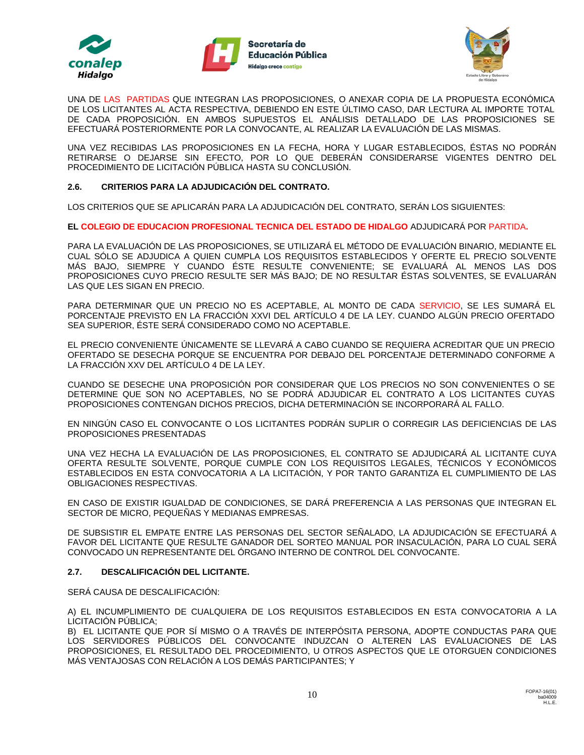UNA DE LAS PARTIDAS QUE INTEGRAN LAS PROPOSICIONES, O ANEXAR COPIA DE LA PROPUESTA ECONÓMICA DE LOS LICITANTES AL ACTA RESPECTIVA, DEBIENDO EN ESTE ÚLTIMO CASO, DAR LECTURA AL IMPORTE TOTAL DE CADA PROPOSICIÓN. EN AMBOS SUPUESTOS EL ANÁLISIS DETALLADO DE LAS PROPOSICIONES SE EFECTUARÁ POSTERIORMENTE POR LA CONVOCANTE, AL REALIZAR LA EVALUACIÓN DE LAS MISMAS.

UNA VEZ RECIBIDAS LAS PROPOSICIONES EN LA FECHA, HORA Y LUGAR ESTABLECIDOS, ÉSTAS NO PODRÁN RETIRARSE O DEJARSE SIN EFECTO, POR LO QUE DEBERÁN CONSIDERARSE VIGENTES DENTRO DEL PROCEDIMIENTO DE LICITACIÓN PÚBLICA HASTA SU CONCLUSIÓN.

**2.6. CRITERIOS PARA LA ADJUDICACIÓN DEL CONTRATO.**

LOS CRITERIOS QUE SE APLICARÁN PARA LA ADJUDICACIÓN DEL CONTRATO, SERÁN LOS SIGUIENTES:

**EL COLEGIO DE EDUCACION PROFESIONAL TECNICA DEL ESTADO DE HIDALGO** ADJUDICARÁ POR PARTIDA.

PARA LA EVALUACIÓN DE LAS PROPOSICIONES, SE UTILIZARÁ EL MÉTODO DE EVALUACIÓN BINARIO, MEDIANTE EL CUAL SÓLO SE ADJUDICA A QUIEN CUMPLA LOS REQUISITOS ESTABLECIDOS Y OFERTE EL PRECIO SOLVENTE MÁS BAJO, SIEMPRE Y CUANDO ÉSTE RESULTE CONVENIENTE; SE EVALUARÁ AL MENOS LAS DOS PROPOSICIONES CUYO PRECIO RESULTE SER MÁS BAJO; DE NO RESULTAR ÉSTAS SOLVENTES, SE EVALUARÁN LAS QUE LES SIGAN EN PRECIO.

PARA DETERMINAR QUE UN PRECIO NO ES ACEPTABLE, AL MONTO DE CADA SERVICIO, SE LES SUMARÁ EL PORCENTAJE PREVISTO EN LA FRACCIÓN XXVI DEL ARTÍCULO 4 DE LA LEY. CUANDO ALGÚN PRECIO OFERTADO SEA SUPERIOR, ÉSTE SERÁ CONSIDERADO COMO NO ACEPTABLE.

EL PRECIO CONVENIENTE ÚNICAMENTE SE LLEVARÁ A CABO CUANDO SE REQUIERA ACREDITAR QUE UN PRECIO OFERTADO SE DESECHA PORQUE SE ENCUENTRA POR DEBAJO DEL PORCENTAJE DETERMINADO CONFORME A LA FRACCIÓN XXV DEL ARTÍCULO 4 DE LA LEY.

CUANDO SE DESECHE UNA PROPOSICIÓN POR CONSIDERAR QUE LOS PRECIOS NO SON CONVENIENTES O SE DETERMINE QUE SON NO ACEPTABLES, NO SE PODRÁ ADJUDICAR EL CONTRATO A LOS LICITANTES CUYAS PROPOSICIONES CONTENGAN DICHOS PRECIOS, DICHA DETERMINACIÓN SE INCORPORARÁ AL FALLO.

EN NINGÚN CASO EL CONVOCANTE O LOS LICITANTES PODRÁN SUPLIR O CORREGIR LAS DEFICIENCIAS DE LAS PROPOSICIONES PRESENTADAS

UNA VEZ HECHA LA EVALUACIÓN DE LAS PROPOSICIONES, EL CONTRATO SE ADJUDICARÁ AL LICITANTE CUYA OFERTA RESULTE SOLVENTE, PORQUE CUMPLE CON LOS REQUISITOS LEGALES, TÉCNICOS Y ECONÓMICOS ESTABLECIDOS EN ESTA CONVOCATORIA A LA LICITACIÓN, Y POR TANTO GARANTIZA EL CUMPLIMIENTO DE LAS OBLIGACIONES RESPECTIVAS.

EN CASO DE EXISTIR IGUALDAD DE CONDICIONES, SE DARÁ PREFERENCIA A LAS PERSONAS QUE INTEGRAN EL SECTOR DE MICRO, PEQUEÑAS Y MEDIANAS EMPRESAS.

DE SUBSISTIR EL EMPATE ENTRE LAS PERSONAS DEL SECTOR SEÑALADO, LA ADJUDICACIÓN SE EFECTUARÁ A FAVOR DEL LICITANTE QUE RESULTE GANADOR DEL SORTEO MANUAL POR INSACULACIÓN, PARA LO CUAL SERÁ CONVOCADO UN REPRESENTANTE DEL ÓRGANO INTERNO DE CONTROL DEL CONVOCANTE.

**2.7. DESCALIFICACIÓN DEL LICITANTE.**

SERÁ CAUSA DE DESCALIFICACIÓN:

A) EL INCUMPLIMIENTO DE CUALQUIERA DE LOS REQUISITOS ESTABLECIDOS EN ESTA CONVOCATORIA A LA LICITACIÓN PÚBLICA;
B) EL LICITANTE QUE POR SÍ MISMO O A TRAVÉS DE INTERPÓSITA PERSONA, ADOPTE CONDUCTAS PARA QUE LOS SERVIDORES PÚBLICOS DEL CONVOCANTE INDUZCAN O ALTEREN LAS EVALUACIONES DE LAS PROPOSICIONES, EL RESULTADO DEL PROCEDIMIENTO, U OTROS ASPECTOS QUE LE OTORGUEN CONDICIONES MÁS VENTAJOSAS CON RELACIÓN A LOS DEMÁS PARTICIPANTES; Y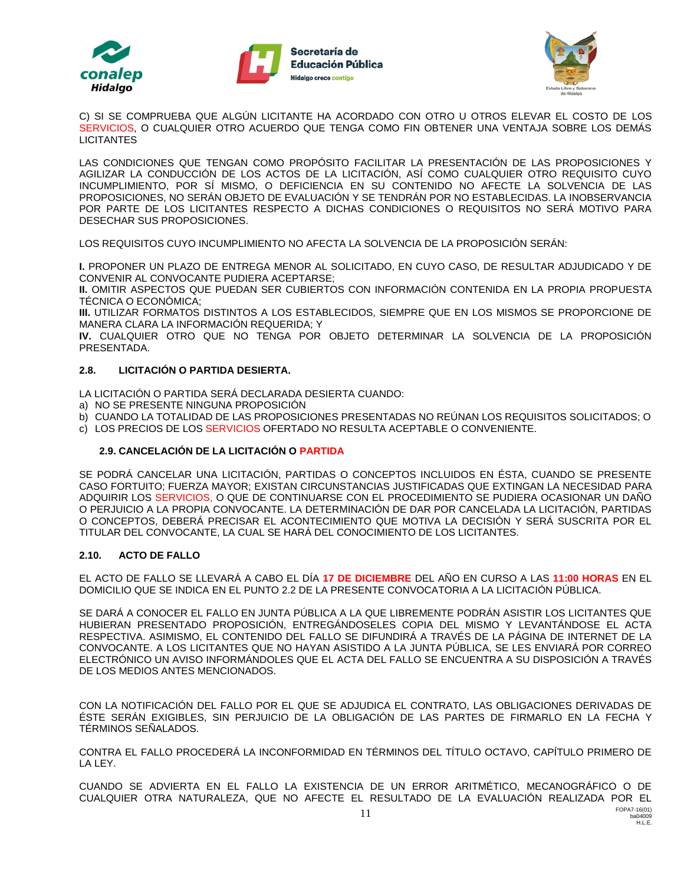C) SI SE COMPRUEBA QUE ALGÚN LICITANTE HA ACORDADO CON OTRO U OTROS ELEVAR EL COSTO DE LOS SERVICIOS, O CUALQUIER OTRO ACUERDO QUE TENGA COMO FIN OBTENER UNA VENTAJA SOBRE LOS DEMÁS LICITANTES

LAS CONDICIONES QUE TENGAN COMO PROPÓSITO FACILITAR LA PRESENTACIÓN DE LAS PROPOSICIONES Y AGILIZAR LA CONDUCCIÓN DE LOS ACTOS DE LA LICITACIÓN, ASÍ COMO CUALQUIER OTRO REQUISITO CUYO INCUMPLIMIENTO, POR SÍ MISMO, O DEFICIENCIA EN SU CONTENIDO NO AFECTE LA SOLVENCIA DE LAS PROPOSICIONES, NO SERÁN OBJETO DE EVALUACIÓN Y SE TENDRÁN POR NO ESTABLECIDAS. LA INOBSERVANCIA POR PARTE DE LOS LICITANTES RESPECTO A DICHAS CONDICIONES O REQUISITOS NO SERÁ MOTIVO PARA DESECHAR SUS PROPOSICIONES.

LOS REQUISITOS CUYO INCUMPLIMIENTO NO AFECTA LA SOLVENCIA DE LA PROPOSICIÓN SERÁN:

**I.** PROPONER UN PLAZO DE ENTREGA MENOR AL SOLICITADO, EN CUYO CASO, DE RESULTAR ADJUDICADO Y DE CONVENIR AL CONVOCANTE PUDIERA ACEPTARSE;
**II.** OMITIR ASPECTOS QUE PUEDAN SER CUBIERTOS CON INFORMACIÓN CONTENIDA EN LA PROPIA PROPUESTA TÉCNICA O ECONÓMICA;
**III.** UTILIZAR FORMATOS DISTINTOS A LOS ESTABLECIDOS, SIEMPRE QUE EN LOS MISMOS SE PROPORCIONE DE MANERA CLARA LA INFORMACIÓN REQUERIDA; Y
**IV.** CUALQUIER OTRO QUE NO TENGA POR OBJETO DETERMINAR LA SOLVENCIA DE LA PROPOSICIÓN PRESENTADA.

### 2.8. LICITACIÓN O PARTIDA DESIERTA.

LA LICITACIÓN O PARTIDA SERÁ DECLARADA DESIERTA CUANDO:
a) NO SE PRESENTE NINGUNA PROPOSICIÓN
b) CUANDO LA TOTALIDAD DE LAS PROPOSICIONES PRESENTADAS NO REÚNAN LOS REQUISITOS SOLICITADOS; O
c) LOS PRECIOS DE LOS SERVICIOS OFERTADO NO RESULTA ACEPTABLE O CONVENIENTE.

### 2.9. CANCELACIÓN DE LA LICITACIÓN O PARTIDA

SE PODRÁ CANCELAR UNA LICITACIÓN, PARTIDAS O CONCEPTOS INCLUIDOS EN ÉSTA, CUANDO SE PRESENTE CASO FORTUITO; FUERZA MAYOR; EXISTAN CIRCUNSTANCIAS JUSTIFICADAS QUE EXTINGAN LA NECESIDAD PARA ADQUIRIR LOS SERVICIOS, O QUE DE CONTINUARSE CON EL PROCEDIMIENTO SE PUDIERA OCASIONAR UN DAÑO O PERJUICIO A LA PROPIA CONVOCANTE. LA DETERMINACIÓN DE DAR POR CANCELADA LA LICITACIÓN, PARTIDAS O CONCEPTOS, DEBERÁ PRECISAR EL ACONTECIMIENTO QUE MOTIVA LA DECISIÓN Y SERÁ SUSCRITA POR EL TITULAR DEL CONVOCANTE, LA CUAL SE HARÁ DEL CONOCIMIENTO DE LOS LICITANTES.

### 2.10. ACTO DE FALLO

EL ACTO DE FALLO SE LLEVARÁ A CABO EL DÍA **17 DE DICIEMBRE** DEL AÑO EN CURSO A LAS **11:00 HORAS** EN EL DOMICILIO QUE SE INDICA EN EL PUNTO 2.2 DE LA PRESENTE CONVOCATORIA A LA LICITACIÓN PÚBLICA.

SE DARÁ A CONOCER EL FALLO EN JUNTA PÚBLICA A LA QUE LIBREMENTE PODRÁN ASISTIR LOS LICITANTES QUE HUBIERAN PRESENTADO PROPOSICIÓN, ENTREGÁNDOSELES COPIA DEL MISMO Y LEVANTÁNDOSE EL ACTA RESPECTIVA. ASIMISMO, EL CONTENIDO DEL FALLO SE DIFUNDIRÁ A TRAVÉS DE LA PÁGINA DE INTERNET DE LA CONVOCANTE. A LOS LICITANTES QUE NO HAYAN ASISTIDO A LA JUNTA PÚBLICA, SE LES ENVIARÁ POR CORREO ELECTRÓNICO UN AVISO INFORMÁNDOLES QUE EL ACTA DEL FALLO SE ENCUENTRA A SU DISPOSICIÓN A TRAVÉS DE LOS MEDIOS ANTES MENCIONADOS.

CON LA NOTIFICACIÓN DEL FALLO POR EL QUE SE ADJUDICA EL CONTRATO, LAS OBLIGACIONES DERIVADAS DE ÉSTE SERÁN EXIGIBLES, SIN PERJUICIO DE LA OBLIGACIÓN DE LAS PARTES DE FIRMARLO EN LA FECHA Y TÉRMINOS SEÑALADOS.

CONTRA EL FALLO PROCEDERÁ LA INCONFORMIDAD EN TÉRMINOS DEL TÍTULO OCTAVO, CAPÍTULO PRIMERO DE LA LEY.

CUANDO SE ADVIERTA EN EL FALLO LA EXISTENCIA DE UN ERROR ARITMÉTICO, MECANOGRÁFICO O DE CUALQUIER OTRA NATURALEZA, QUE NO AFECTE EL RESULTADO DE LA EVALUACIÓN REALIZADA POR EL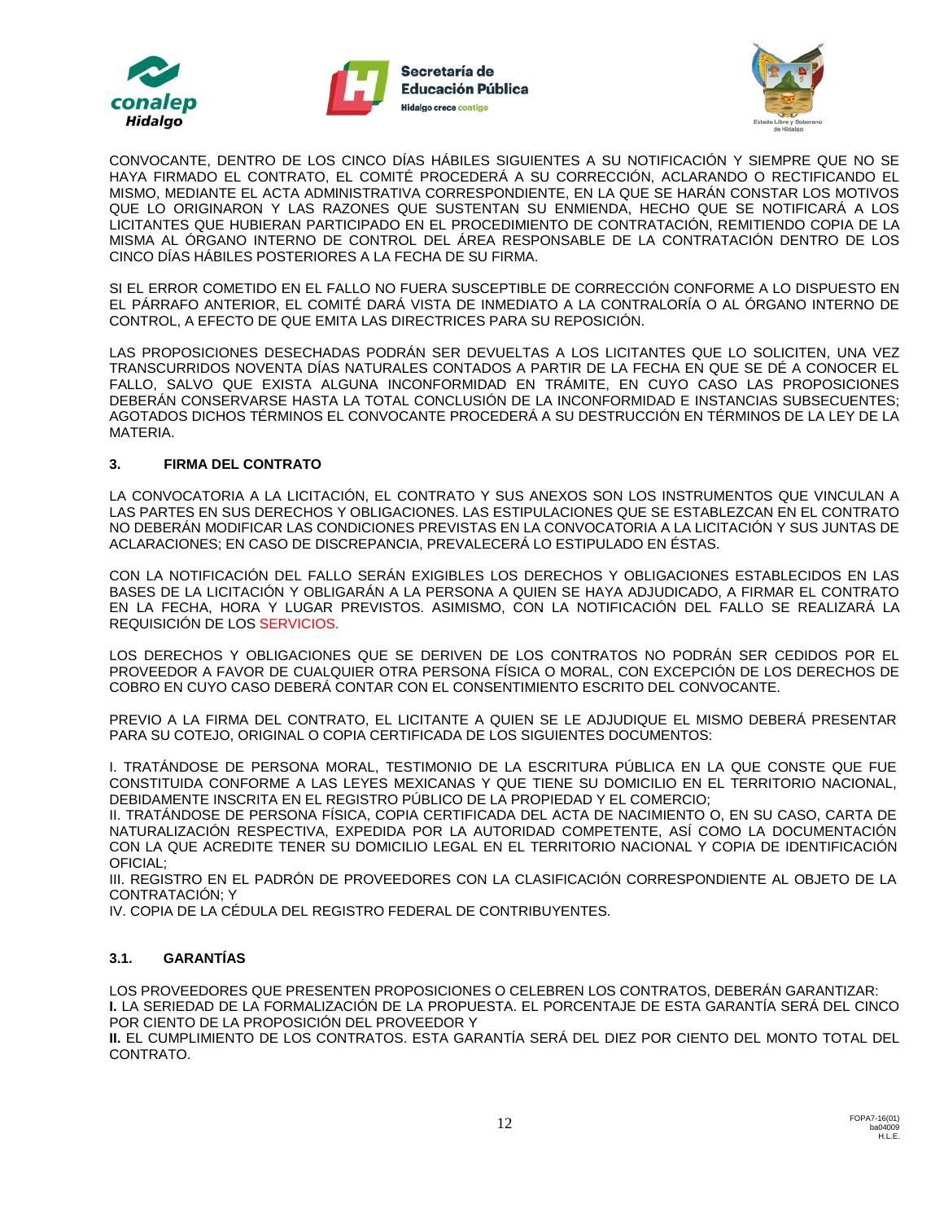CONVOCANTE, DENTRO DE LOS CINCO DÍAS HÁBILES SIGUIENTES A SU NOTIFICACIÓN Y SIEMPRE QUE NO SE HAYA FIRMADO EL CONTRATO, EL COMITÉ PROCEDERÁ A SU CORRECCIÓN, ACLARANDO O RECTIFICANDO EL MISMO, MEDIANTE EL ACTA ADMINISTRATIVA CORRESPONDIENTE, EN LA QUE SE HARÁN CONSTAR LOS MOTIVOS QUE LO ORIGINARON Y LAS RAZONES QUE SUSTENTAN SU ENMIENDA, HECHO QUE SE NOTIFICARÁ A LOS LICITANTES QUE HUBIERAN PARTICIPADO EN EL PROCEDIMIENTO DE CONTRATACIÓN, REMITIENDO COPIA DE LA MISMA AL ÓRGANO INTERNO DE CONTROL DEL ÁREA RESPONSABLE DE LA CONTRATACIÓN DENTRO DE LOS CINCO DÍAS HÁBILES POSTERIORES A LA FECHA DE SU FIRMA.

SI EL ERROR COMETIDO EN EL FALLO NO FUERA SUSCEPTIBLE DE CORRECCIÓN CONFORME A LO DISPUESTO EN EL PÁRRAFO ANTERIOR, EL COMITÉ DARÁ VISTA DE INMEDIATO A LA CONTRALORÍA O AL ÓRGANO INTERNO DE CONTROL, A EFECTO DE QUE EMITA LAS DIRECTRICES PARA SU REPOSICIÓN.

LAS PROPOSICIONES DESECHADAS PODRÁN SER DEVUELTAS A LOS LICITANTES QUE LO SOLICITEN, UNA VEZ TRANSCURRIDOS NOVENTA DÍAS NATURALES CONTADOS A PARTIR DE LA FECHA EN QUE SE DÉ A CONOCER EL FALLO, SALVO QUE EXISTA ALGUNA INCONFORMIDAD EN TRÁMITE, EN CUYO CASO LAS PROPOSICIONES DEBERÁN CONSERVARSE HASTA LA TOTAL CONCLUSIÓN DE LA INCONFORMIDAD E INSTANCIAS SUBSECUENTES; AGOTADOS DICHOS TÉRMINOS EL CONVOCANTE PROCEDERÁ A SU DESTRUCCIÓN EN TÉRMINOS DE LA LEY DE LA MATERIA.

### 3. FIRMA DEL CONTRATO

LA CONVOCATORIA A LA LICITACIÓN, EL CONTRATO Y SUS ANEXOS SON LOS INSTRUMENTOS QUE VINCULAN A LAS PARTES EN SUS DERECHOS Y OBLIGACIONES. LAS ESTIPULACIONES QUE SE ESTABLEZCAN EN EL CONTRATO NO DEBERÁN MODIFICAR LAS CONDICIONES PREVISTAS EN LA CONVOCATORIA A LA LICITACIÓN Y SUS JUNTAS DE ACLARACIONES; EN CASO DE DISCREPANCIA, PREVALECERÁ LO ESTIPULADO EN ÉSTAS.

CON LA NOTIFICACIÓN DEL FALLO SERÁN EXIGIBLES LOS DERECHOS Y OBLIGACIONES ESTABLECIDOS EN LAS BASES DE LA LICITACIÓN Y OBLIGARÁN A LA PERSONA A QUIEN SE HAYA ADJUDICADO, A FIRMAR EL CONTRATO EN LA FECHA, HORA Y LUGAR PREVISTOS. ASIMISMO, CON LA NOTIFICACIÓN DEL FALLO SE REALIZARÁ LA REQUISICIÓN DE LOS SERVICIOS.

LOS DERECHOS Y OBLIGACIONES QUE SE DERIVEN DE LOS CONTRATOS NO PODRÁN SER CEDIDOS POR EL PROVEEDOR A FAVOR DE CUALQUIER OTRA PERSONA FÍSICA O MORAL, CON EXCEPCIÓN DE LOS DERECHOS DE COBRO EN CUYO CASO DEBERÁ CONTAR CON EL CONSENTIMIENTO ESCRITO DEL CONVOCANTE.

PREVIO A LA FIRMA DEL CONTRATO, EL LICITANTE A QUIEN SE LE ADJUDIQUE EL MISMO DEBERÁ PRESENTAR PARA SU COTEJO, ORIGINAL O COPIA CERTIFICADA DE LOS SIGUIENTES DOCUMENTOS:

I. TRATÁNDOSE DE PERSONA MORAL, TESTIMONIO DE LA ESCRITURA PÚBLICA EN LA QUE CONSTE QUE FUE CONSTITUIDA CONFORME A LAS LEYES MEXICANAS Y QUE TIENE SU DOMICILIO EN EL TERRITORIO NACIONAL, DEBIDAMENTE INSCRITA EN EL REGISTRO PÚBLICO DE LA PROPIEDAD Y EL COMERCIO;
II. TRATÁNDOSE DE PERSONA FÍSICA, COPIA CERTIFICADA DEL ACTA DE NACIMIENTO O, EN SU CASO, CARTA DE NATURALIZACIÓN RESPECTIVA, EXPEDIDA POR LA AUTORIDAD COMPETENTE, ASÍ COMO LA DOCUMENTACIÓN CON LA QUE ACREDITE TENER SU DOMICILIO LEGAL EN EL TERRITORIO NACIONAL Y COPIA DE IDENTIFICACIÓN OFICIAL;
III. REGISTRO EN EL PADRÓN DE PROVEEDORES CON LA CLASIFICACIÓN CORRESPONDIENTE AL OBJETO DE LA CONTRATACIÓN; Y
IV. COPIA DE LA CÉDULA DEL REGISTRO FEDERAL DE CONTRIBUYENTES.

### 3.1. GARANTÍAS

LOS PROVEEDORES QUE PRESENTEN PROPOSICIONES O CELEBREN LOS CONTRATOS, DEBERÁN GARANTIZAR:
**I.** LA SERIEDAD DE LA FORMALIZACIÓN DE LA PROPUESTA. EL PORCENTAJE DE ESTA GARANTÍA SERÁ DEL CINCO POR CIENTO DE LA PROPOSICIÓN DEL PROVEEDOR Y
**II.** EL CUMPLIMIENTO DE LOS CONTRATOS. ESTA GARANTÍA SERÁ DEL DIEZ POR CIENTO DEL MONTO TOTAL DEL CONTRATO.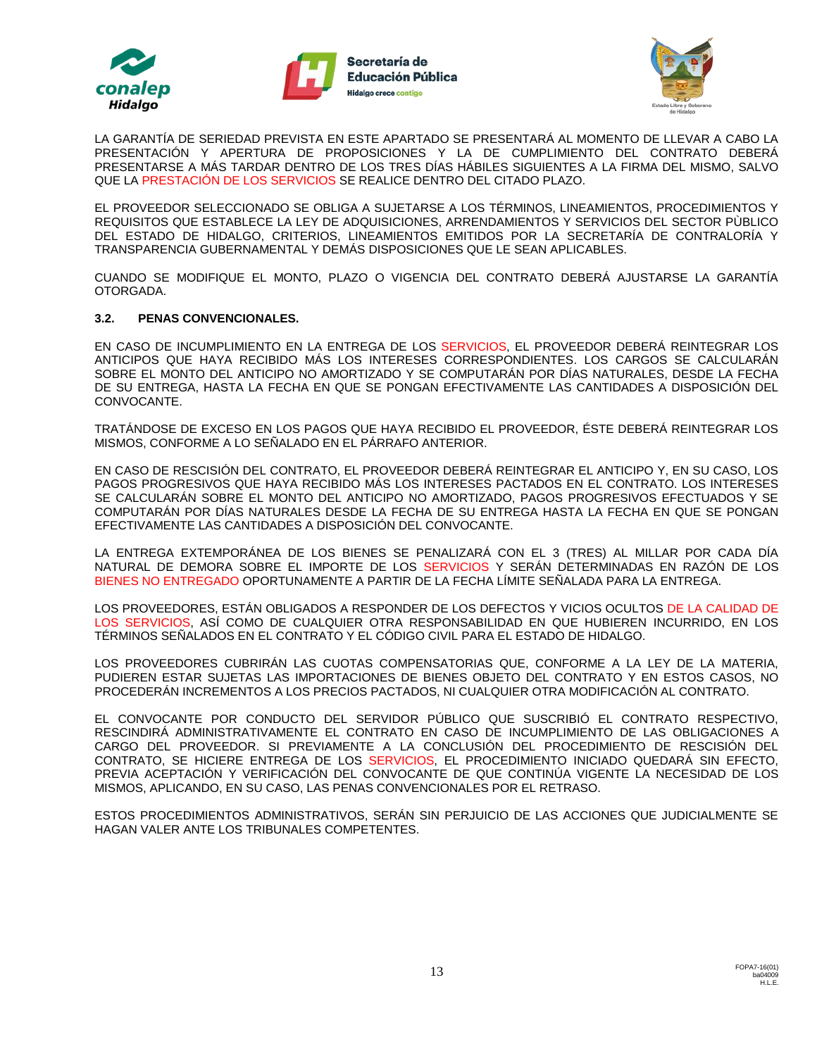LA GARANTÍA DE SERIEDAD PREVISTA EN ESTE APARTADO SE PRESENTARÁ AL MOMENTO DE LLEVAR A CABO LA PRESENTACIÓN Y APERTURA DE PROPOSICIONES Y LA DE CUMPLIMIENTO DEL CONTRATO DEBERÁ PRESENTARSE A MÁS TARDAR DENTRO DE LOS TRES DÍAS HÁBILES SIGUIENTES A LA FIRMA DEL MISMO, SALVO QUE LA PRESTACIÓN DE LOS SERVICIOS SE REALICE DENTRO DEL CITADO PLAZO.

EL PROVEEDOR SELECCIONADO SE OBLIGA A SUJETARSE A LOS TÉRMINOS, LINEAMIENTOS, PROCEDIMIENTOS Y REQUISITOS QUE ESTABLECE LA LEY DE ADQUISICIONES, ARRENDAMIENTOS Y SERVICIOS DEL SECTOR PÙBLICO DEL ESTADO DE HIDALGO, CRITERIOS, LINEAMIENTOS EMITIDOS POR LA SECRETARÍA DE CONTRALORÍA Y TRANSPARENCIA GUBERNAMENTAL Y DEMÁS DISPOSICIONES QUE LE SEAN APLICABLES.

CUANDO SE MODIFIQUE EL MONTO, PLAZO O VIGENCIA DEL CONTRATO DEBERÁ AJUSTARSE LA GARANTÍA OTORGADA.

### 3.2. PENAS CONVENCIONALES.

EN CASO DE INCUMPLIMIENTO EN LA ENTREGA DE LOS SERVICIOS, EL PROVEEDOR DEBERÁ REINTEGRAR LOS ANTICIPOS QUE HAYA RECIBIDO MÁS LOS INTERESES CORRESPONDIENTES. LOS CARGOS SE CALCULARÁN SOBRE EL MONTO DEL ANTICIPO NO AMORTIZADO Y SE COMPUTARÁN POR DÍAS NATURALES, DESDE LA FECHA DE SU ENTREGA, HASTA LA FECHA EN QUE SE PONGAN EFECTIVAMENTE LAS CANTIDADES A DISPOSICIÓN DEL CONVOCANTE.

TRATÁNDOSE DE EXCESO EN LOS PAGOS QUE HAYA RECIBIDO EL PROVEEDOR, ÉSTE DEBERÁ REINTEGRAR LOS MISMOS, CONFORME A LO SEÑALADO EN EL PÁRRAFO ANTERIOR.

EN CASO DE RESCISIÓN DEL CONTRATO, EL PROVEEDOR DEBERÁ REINTEGRAR EL ANTICIPO Y, EN SU CASO, LOS PAGOS PROGRESIVOS QUE HAYA RECIBIDO MÁS LOS INTERESES PACTADOS EN EL CONTRATO. LOS INTERESES SE CALCULARÁN SOBRE EL MONTO DEL ANTICIPO NO AMORTIZADO, PAGOS PROGRESIVOS EFECTUADOS Y SE COMPUTARÁN POR DÍAS NATURALES DESDE LA FECHA DE SU ENTREGA HASTA LA FECHA EN QUE SE PONGAN EFECTIVAMENTE LAS CANTIDADES A DISPOSICIÓN DEL CONVOCANTE.

LA ENTREGA EXTEMPORÁNEA DE LOS BIENES SE PENALIZARÁ CON EL 3 (TRES) AL MILLAR POR CADA DÍA NATURAL DE DEMORA SOBRE EL IMPORTE DE LOS SERVICIOS Y SERÁN DETERMINADAS EN RAZÓN DE LOS BIENES NO ENTREGADO OPORTUNAMENTE A PARTIR DE LA FECHA LÍMITE SEÑALADA PARA LA ENTREGA.

LOS PROVEEDORES, ESTÁN OBLIGADOS A RESPONDER DE LOS DEFECTOS Y VICIOS OCULTOS DE LA CALIDAD DE LOS SERVICIOS, ASÍ COMO DE CUALQUIER OTRA RESPONSABILIDAD EN QUE HUBIEREN INCURRIDO, EN LOS TÉRMINOS SEÑALADOS EN EL CONTRATO Y EL CÓDIGO CIVIL PARA EL ESTADO DE HIDALGO.

LOS PROVEEDORES CUBRIRÁN LAS CUOTAS COMPENSATORIAS QUE, CONFORME A LA LEY DE LA MATERIA, PUDIEREN ESTAR SUJETAS LAS IMPORTACIONES DE BIENES OBJETO DEL CONTRATO Y EN ESTOS CASOS, NO PROCEDERÁN INCREMENTOS A LOS PRECIOS PACTADOS, NI CUALQUIER OTRA MODIFICACIÓN AL CONTRATO.

EL CONVOCANTE POR CONDUCTO DEL SERVIDOR PÚBLICO QUE SUSCRIBIÓ EL CONTRATO RESPECTIVO, RESCINDIRÁ ADMINISTRATIVAMENTE EL CONTRATO EN CASO DE INCUMPLIMIENTO DE LAS OBLIGACIONES A CARGO DEL PROVEEDOR. SI PREVIAMENTE A LA CONCLUSIÓN DEL PROCEDIMIENTO DE RESCISIÓN DEL CONTRATO, SE HICIERE ENTREGA DE LOS SERVICIOS, EL PROCEDIMIENTO INICIADO QUEDARÁ SIN EFECTO, PREVIA ACEPTACIÓN Y VERIFICACIÓN DEL CONVOCANTE DE QUE CONTINÚA VIGENTE LA NECESIDAD DE LOS MISMOS, APLICANDO, EN SU CASO, LAS PENAS CONVENCIONALES POR EL RETRASO.

ESTOS PROCEDIMIENTOS ADMINISTRATIVOS, SERÁN SIN PERJUICIO DE LAS ACCIONES QUE JUDICIALMENTE SE HAGAN VALER ANTE LOS TRIBUNALES COMPETENTES.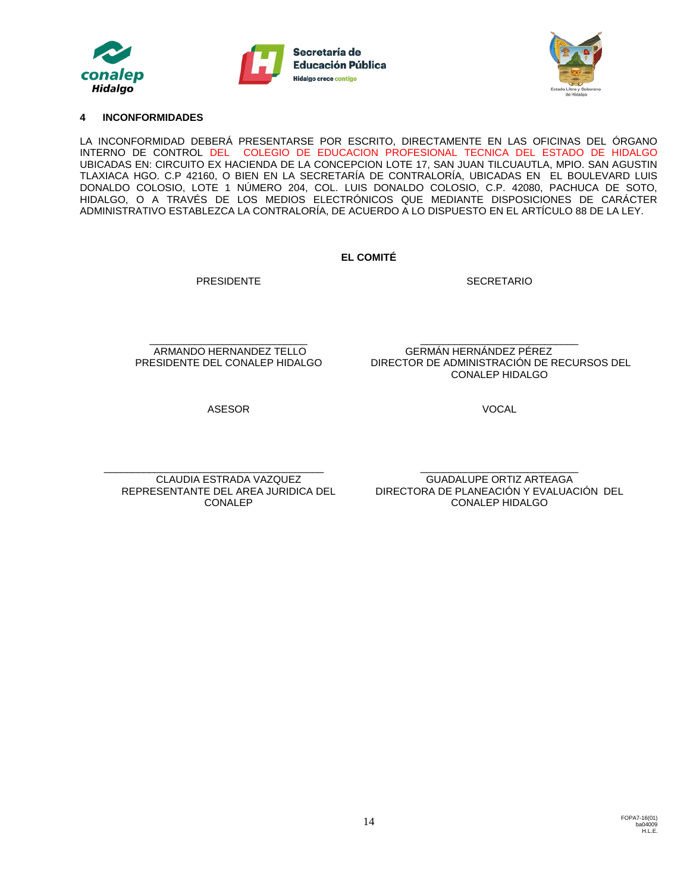## 4 INCONFORMIDADES

LA INCONFORMIDAD DEBERÁ PRESENTARSE POR ESCRITO, DIRECTAMENTE EN LAS OFICINAS DEL ÓRGANO INTERNO DE CONTROL DEL COLEGIO DE EDUCACION PROFESIONAL TECNICA DEL ESTADO DE HIDALGO UBICADAS EN: CIRCUITO EX HACIENDA DE LA CONCEPCION LOTE 17, SAN JUAN TILCUAUTLA, MPIO. SAN AGUSTIN TLAXIACA HGO. C.P 42160, O BIEN EN LA SECRETARÍA DE CONTRALORÍA, UBICADAS EN EL BOULEVARD LUIS DONALDO COLOSIO, LOTE 1 NÚMERO 204, COL. LUIS DONALDO COLOSIO, C.P. 42080, PACHUCA DE SOTO, HIDALGO, O A TRAVÉS DE LOS MEDIOS ELECTRÓNICOS QUE MEDIANTE DISPOSICIONES DE CARÁCTER ADMINISTRATIVO ESTABLEZCA LA CONTRALORÍA, DE ACUERDO A LO DISPUESTO EN EL ARTÍCULO 88 DE LA LEY.

**EL COMITÉ**

PRESIDENTE

\_\_\_\_\_\_\_\_\_\_\_\_\_\_\_\_\_\_\_\_\_\_\_\_\_\_\_\_\_\_
ARMANDO HERNANDEZ TELLO
PRESIDENTE DEL CONALEP HIDALGO

SECRETARIO

\_\_\_\_\_\_\_\_\_\_\_\_\_\_\_\_\_\_\_\_\_\_\_\_\_\_\_\_\_\_
GERMÁN HERNÁNDEZ PÉREZ
DIRECTOR DE ADMINISTRACIÓN DE RECURSOS DEL CONALEP HIDALGO

ASESOR

\_\_\_\_\_\_\_\_\_\_\_\_\_\_\_\_\_\_\_\_\_\_\_\_\_\_\_\_\_\_
CLAUDIA ESTRADA VAZQUEZ
REPRESENTANTE DEL AREA JURIDICA DEL CONALEP

VOCAL

\_\_\_\_\_\_\_\_\_\_\_\_\_\_\_\_\_\_\_\_\_\_\_\_\_\_\_\_\_\_
GUADALUPE ORTIZ ARTEAGA
DIRECTORA DE PLANEACIÓN Y EVALUACIÓN DEL CONALEP HIDALGO

FOPA7-16(01)
ba04009
H.L.E.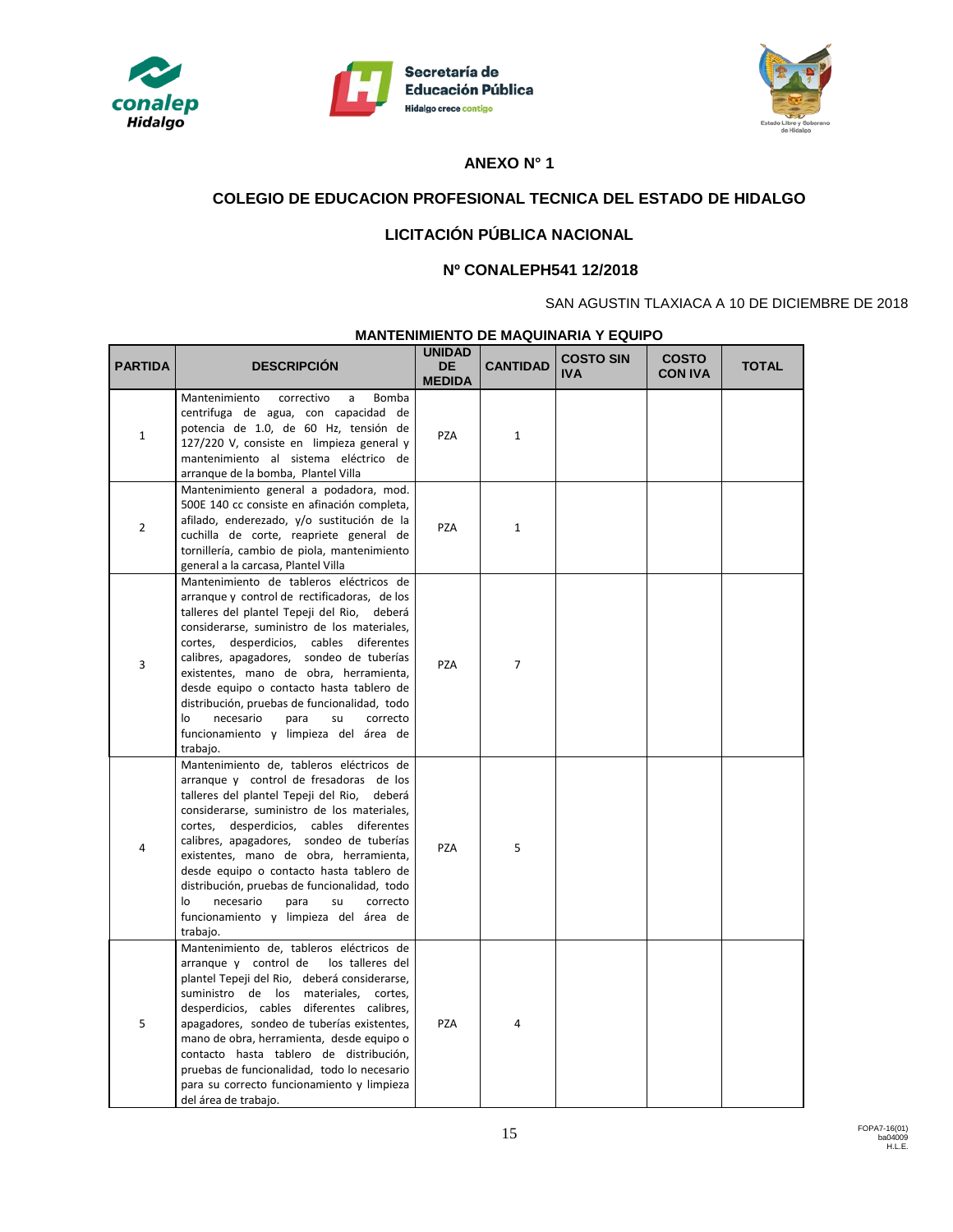## ANEXO N° 1

## COLEGIO DE EDUCACION PROFESIONAL TECNICA DEL ESTADO DE HIDALGO

## LICITACIÓN PÚBLICA NACIONAL

## Nº CONALEPH541 12/2018

SAN AGUSTIN TLAXIACA A 10 DE DICIEMBRE DE 2018

**MANTENIMIENTO DE MAQUINARIA Y EQUIPO**

| PARTIDA | DESCRIPCIÓN | UNIDAD DE MEDIDA | CANTIDAD | COSTO SIN IVA | COSTO CON IVA | TOTAL |
|---|---|---|---|---|---|---|
| 1 | Mantenimiento correctivo a Bomba centrifuga de agua, con capacidad de potencia de 1.0, de 60 Hz, tensión de 127/220 V, consiste en limpieza general y mantenimiento al sistema eléctrico de arranque de la bomba, Plantel Villa | PZA | 1 | | | |
| 2 | Mantenimiento general a podadora, mod. 500E 140 cc consiste en afinación completa, afilado, enderezado, y/o sustitución de la cuchilla de corte, reapriete general de tornillería, cambio de piola, mantenimiento general a la carcasa, Plantel Villa | PZA | 1 | | | |
| 3 | Mantenimiento de tableros eléctricos de arranque y control de rectificadoras, de los talleres del plantel Tepeji del Rio, deberá considerarse, suministro de los materiales, cortes, desperdicios, cables diferentes calibres, apagadores, sondeo de tuberías existentes, mano de obra, herramienta, desde equipo o contacto hasta tablero de distribución, pruebas de funcionalidad, todo lo necesario para su correcto funcionamiento y limpieza del área de trabajo. | PZA | 7 | | | |
| 4 | Mantenimiento de, tableros eléctricos de arranque y control de fresadoras de los talleres del plantel Tepeji del Rio, deberá considerarse, suministro de los materiales, cortes, desperdicios, cables diferentes calibres, apagadores, sondeo de tuberías existentes, mano de obra, herramienta, desde equipo o contacto hasta tablero de distribución, pruebas de funcionalidad, todo lo necesario para su correcto funcionamiento y limpieza del área de trabajo. | PZA | 5 | | | |
| 5 | Mantenimiento de, tableros eléctricos de arranque y control de los talleres del plantel Tepeji del Rio, deberá considerarse, suministro de los materiales, cortes, desperdicios, cables diferentes calibres, apagadores, sondeo de tuberías existentes, mano de obra, herramienta, desde equipo o contacto hasta tablero de distribución, pruebas de funcionalidad, todo lo necesario para su correcto funcionamiento y limpieza del área de trabajo. | PZA | 4 | | | |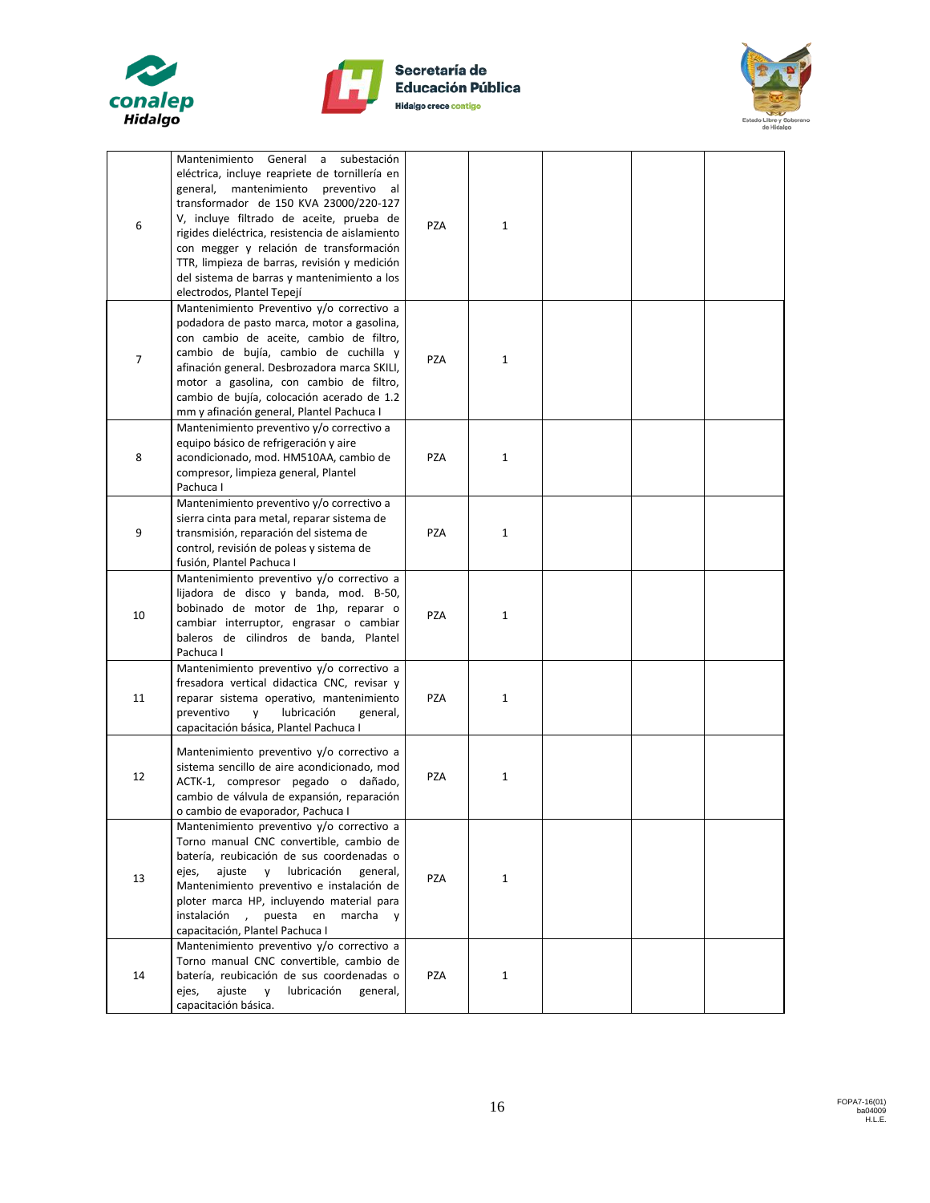| 6 | Mantenimiento General a subestación eléctrica, incluye reapriete de tornillería en general, mantenimiento preventivo al transformador de 150 KVA 23000/220-127 V, incluye filtrado de aceite, prueba de rigides dieléctrica, resistencia de aislamiento con megger y relación de transformación TTR, limpieza de barras, revisión y medición del sistema de barras y mantenimiento a los electrodos, Plantel Tepejí | PZA | 1 | | | |
|---|---|---|---|---|---|---|
| 7 | Mantenimiento Preventivo y/o correctivo a podadora de pasto marca, motor a gasolina, con cambio de aceite, cambio de filtro, cambio de bujía, cambio de cuchilla y afinación general. Desbrozadora marca SKILI, motor a gasolina, con cambio de filtro, cambio de bujía, colocación acerado de 1.2 mm y afinación general, Plantel Pachuca I | PZA | 1 | | | |
| 8 | Mantenimiento preventivo y/o correctivo a equipo básico de refrigeración y aire acondicionado, mod. HM510AA, cambio de compresor, limpieza general, Plantel Pachuca I | PZA | 1 | | | |
| 9 | Mantenimiento preventivo y/o correctivo a sierra cinta para metal, reparar sistema de transmisión, reparación del sistema de control, revisión de poleas y sistema de fusión, Plantel Pachuca I | PZA | 1 | | | |
| 10 | Mantenimiento preventivo y/o correctivo a lijadora de disco y banda, mod. B-50, bobinado de motor de 1hp, reparar o cambiar interruptor, engrasar o cambiar baleros de cilindros de banda, Plantel Pachuca I | PZA | 1 | | | |
| 11 | Mantenimiento preventivo y/o correctivo a fresadora vertical didactica CNC, revisar y reparar sistema operativo, mantenimiento preventivo y lubricación general, capacitación básica, Plantel Pachuca I | PZA | 1 | | | |
| 12 | Mantenimiento preventivo y/o correctivo a sistema sencillo de aire acondicionado, mod ACTK-1, compresor pegado o dañado, cambio de válvula de expansión, reparación o cambio de evaporador, Pachuca I | PZA | 1 | | | |
| 13 | Mantenimiento preventivo y/o correctivo a Torno manual CNC convertible, cambio de batería, reubicación de sus coordenadas o ejes, ajuste y lubricación general, Mantenimiento preventivo e instalación de ploter marca HP, incluyendo material para instalación , puesta en marcha y capacitación, Plantel Pachuca I | PZA | 1 | | | |
| 14 | Mantenimiento preventivo y/o correctivo a Torno manual CNC convertible, cambio de batería, reubicación de sus coordenadas o ejes, ajuste y lubricación general, capacitación básica. | PZA | 1 | | | |

FOPA7-16(01)
ba04009
H.L.E.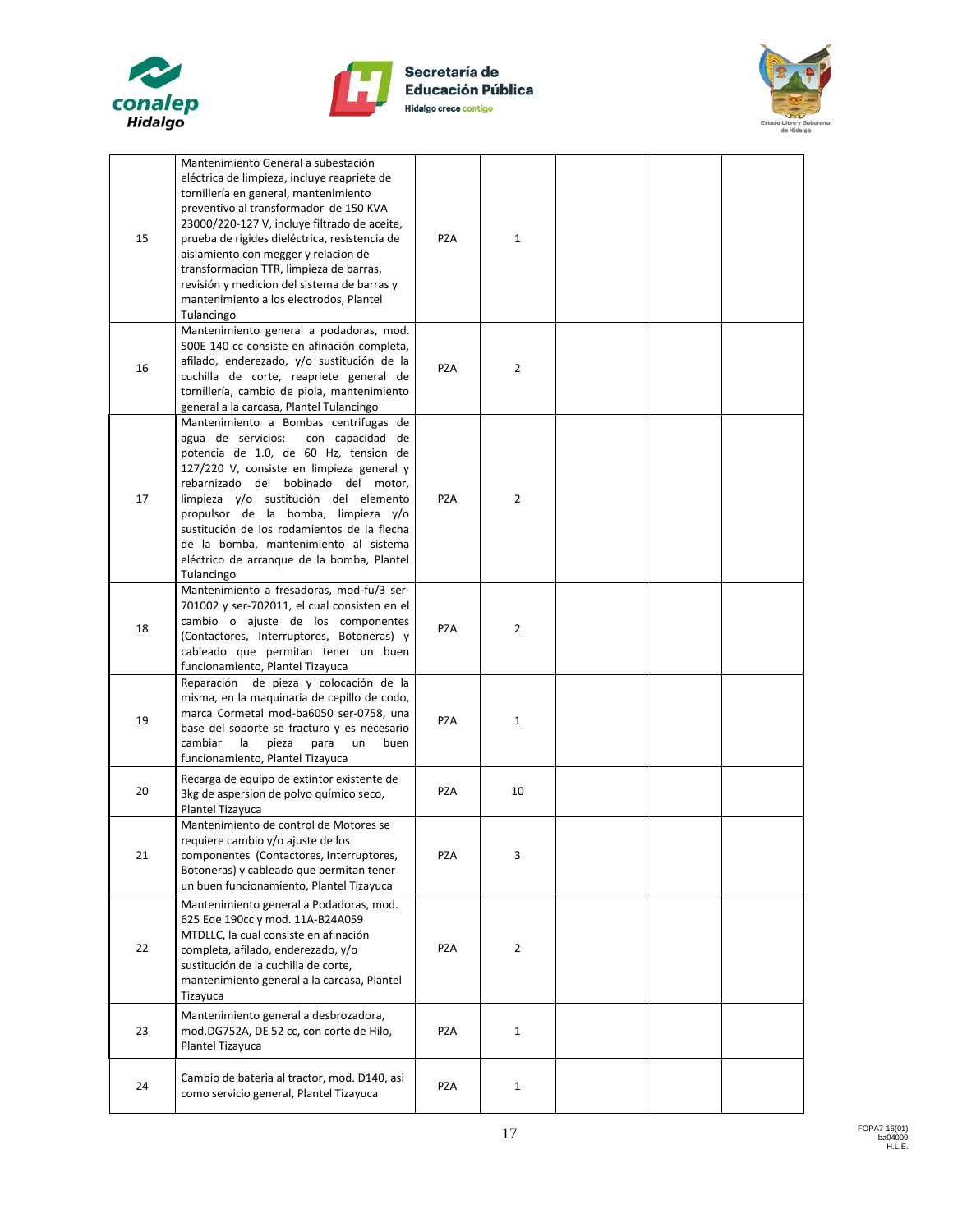| | | | | | | |
|---|---|---|---|---|---|---|
| 15 | Mantenimiento General a subestación eléctrica de limpieza, incluye reapriete de tornillería en general, mantenimiento preventivo al transformador de 150 KVA 23000/220-127 V, incluye filtrado de aceite, prueba de rigides dieléctrica, resistencia de aislamiento con megger y relacion de transformacion TTR, limpieza de barras, revisión y medicion del sistema de barras y mantenimiento a los electrodos, Plantel Tulancingo | PZA | 1 | | | |
| 16 | Mantenimiento general a podadoras, mod. 500E 140 cc consiste en afinación completa, afilado, enderezado, y/o sustitución de la cuchilla de corte, reapriete general de tornillería, cambio de piola, mantenimiento general a la carcasa, Plantel Tulancingo | PZA | 2 | | | |
| 17 | Mantenimiento a Bombas centrifugas de agua de servicios: con capacidad de potencia de 1.0, de 60 Hz, tension de 127/220 V, consiste en limpieza general y rebarnizado del bobinado del motor, limpieza y/o sustitución del elemento propulsor de la bomba, limpieza y/o sustitución de los rodamientos de la flecha de la bomba, mantenimiento al sistema eléctrico de arranque de la bomba, Plantel Tulancingo | PZA | 2 | | | |
| 18 | Mantenimiento a fresadoras, mod-fu/3 ser-701002 y ser-702011, el cual consisten en el cambio o ajuste de los componentes (Contactores, Interruptores, Botoneras) y cableado que permitan tener un buen funcionamiento, Plantel Tizayuca | PZA | 2 | | | |
| 19 | Reparación de pieza y colocación de la misma, en la maquinaria de cepillo de codo, marca Cormetal mod-ba6050 ser-0758, una base del soporte se fracturo y es necesario cambiar la pieza para un buen funcionamiento, Plantel Tizayuca | PZA | 1 | | | |
| 20 | Recarga de equipo de extintor existente de 3kg de aspersion de polvo químico seco, Plantel Tizayuca | PZA | 10 | | | |
| 21 | Mantenimiento de control de Motores se requiere cambio y/o ajuste de los componentes (Contactores, Interruptores, Botoneras) y cableado que permitan tener un buen funcionamiento, Plantel Tizayuca | PZA | 3 | | | |
| 22 | Mantenimiento general a Podadoras, mod. 625 Ede 190cc y mod. 11A-B24A059 MTDLLC, la cual consiste en afinación completa, afilado, enderezado, y/o sustitución de la cuchilla de corte, mantenimiento general a la carcasa, Plantel Tizayuca | PZA | 2 | | | |
| 23 | Mantenimiento general a desbrozadora, mod.DG752A, DE 52 cc, con corte de Hilo, Plantel Tizayuca | PZA | 1 | | | |
| 24 | Cambio de bateria al tractor, mod. D140, asi como servicio general, Plantel Tizayuca | PZA | 1 | | | |

FOPA7-16(01)
ba04009
H.L.E.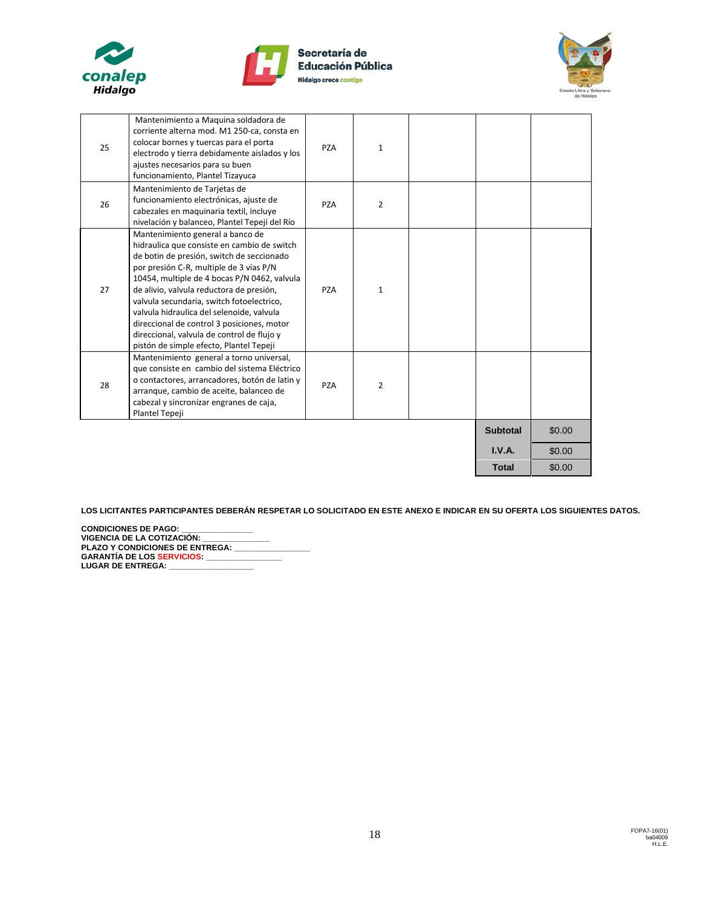| | | | | | | |
|---|---|---|---|---|---|---|
| 25 | Mantenimiento a Maquina soldadora de corriente alterna mod. M1 250-ca, consta en colocar bornes y tuercas para el porta electrodo y tierra debidamente aislados y los ajustes necesarios para su buen funcionamiento, Plantel Tizayuca | PZA | 1 | | | |
| 26 | Mantenimiento de Tarjetas de funcionamiento electrónicas, ajuste de cabezales en maquinaria textil, incluye nivelación y balanceo, Plantel Tepejí del Río | PZA | 2 | | | |
| 27 | Mantenimiento general a banco de hidraulica que consiste en cambio de switch de botin de presión, switch de seccionado por presión C-R, multiple de 3 vías P/N 10454, multiple de 4 bocas P/N 0462, valvula de alivio, valvula reductora de presión, valvula secundaria, switch fotoelectrico, valvula hidraulica del selenoide, valvula direccional de control 3 posiciones, motor direccional, valvula de control de flujo y pistón de simple efecto, Plantel Tepeji | PZA | 1 | | | |
| 28 | Mantenimiento general a torno universal, que consiste en cambio del sistema Eléctrico o contactores, arrancadores, botón de latin y arranque, cambio de aceite, balanceo de cabezal y sincronizar engranes de caja, Plantel Tepeji | PZA | 2 | | | |
| | | | | | **Subtotal** | $0.00 |
| | | | | | **I.V.A.** | $0.00 |
| | | | | | **Total** | $0.00 |

**LOS LICITANTES PARTICIPANTES DEBERÁN RESPETAR LO SOLICITADO EN ESTE ANEXO E INDICAR EN SU OFERTA LOS SIGUIENTES DATOS.**

**CONDICIONES DE PAGO:** ________________
**VIGENCIA DE LA COTIZACIÓN:** _______________
**PLAZO Y CONDICIONES DE ENTREGA:** _________________
**GARANTÍA DE LOS SERVICIOS:** _________________
**LUGAR DE ENTREGA:** ___________________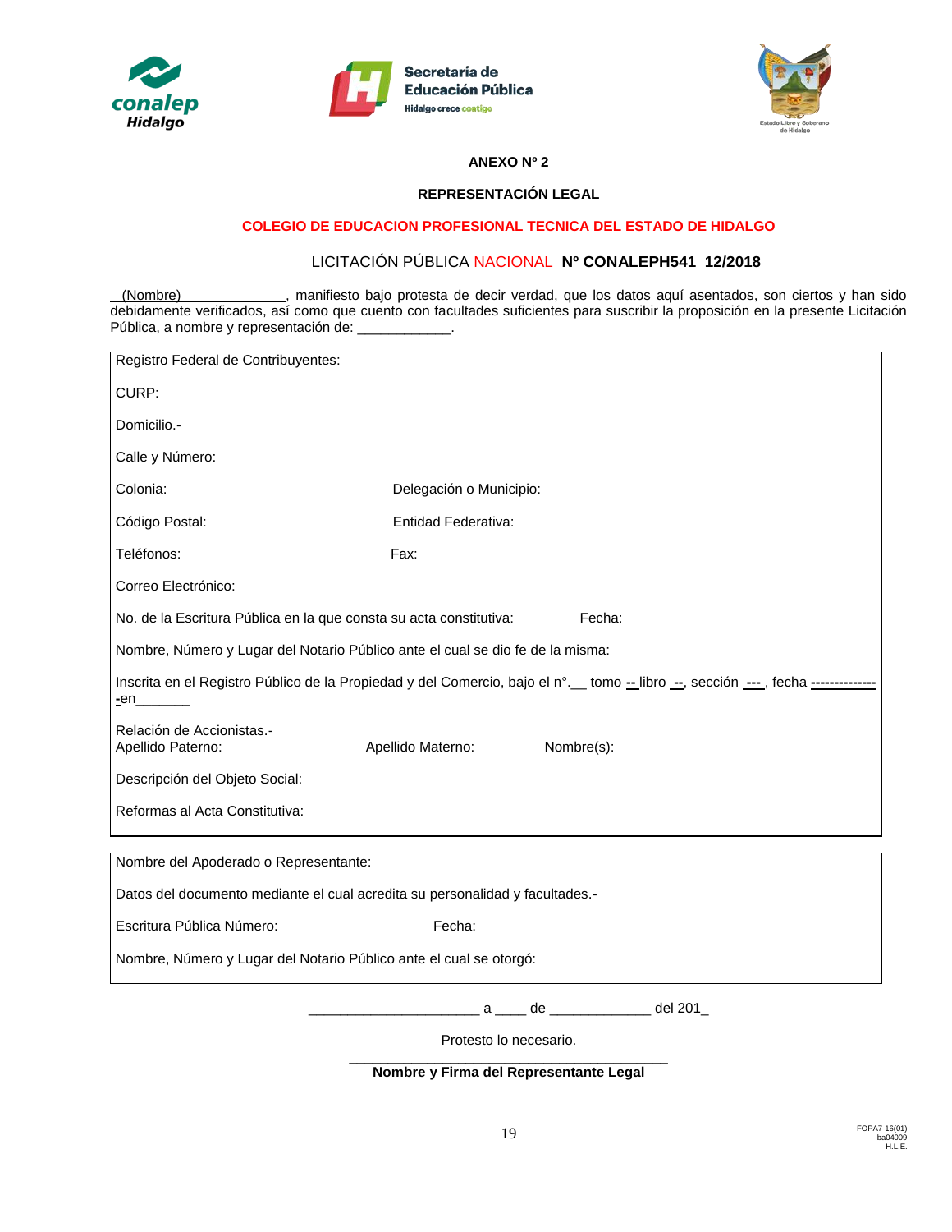**ANEXO Nº 2**

**REPRESENTACIÓN LEGAL**

**COLEGIO DE EDUCACION PROFESIONAL TECNICA DEL ESTADO DE HIDALGO**

LICITACIÓN PÚBLICA NACIONAL **Nº CONALEPH541 12/2018**

 (Nombre)______________, manifiesto bajo protesta de decir verdad, que los datos aquí asentados, son ciertos y han sido debidamente verificados, así como que cuento con facultades suficientes para suscribir la proposición en la presente Licitación Pública, a nombre y representación de: ____________.

Registro Federal de Contribuyentes:

CURP:

Domicilio.-

Calle y Número:

Colonia: Delegación o Municipio:

Código Postal: Entidad Federativa:

Teléfonos: Fax:

Correo Electrónico:

No. de la Escritura Pública en la que consta su acta constitutiva: Fecha:

Nombre, Número y Lugar del Notario Público ante el cual se dio fe de la misma:

Inscrita en el Registro Público de la Propiedad y del Comercio, bajo el n°.__ tomo -- libro --, sección ---, fecha ---------------en_______

Relación de Accionistas.-
Apellido Paterno: Apellido Materno: Nombre(s):

Descripción del Objeto Social:

Reformas al Acta Constitutiva:

Nombre del Apoderado o Representante:

Datos del documento mediante el cual acredita su personalidad y facultades.-

Escritura Pública Número: Fecha:

Nombre, Número y Lugar del Notario Público ante el cual se otorgó:

______________________ a ____ de _____________ del 201_

Protesto lo necesario.

________________________________________
**Nombre y Firma del Representante Legal**

FOPA7-16(01)
ba04009
H.L.E.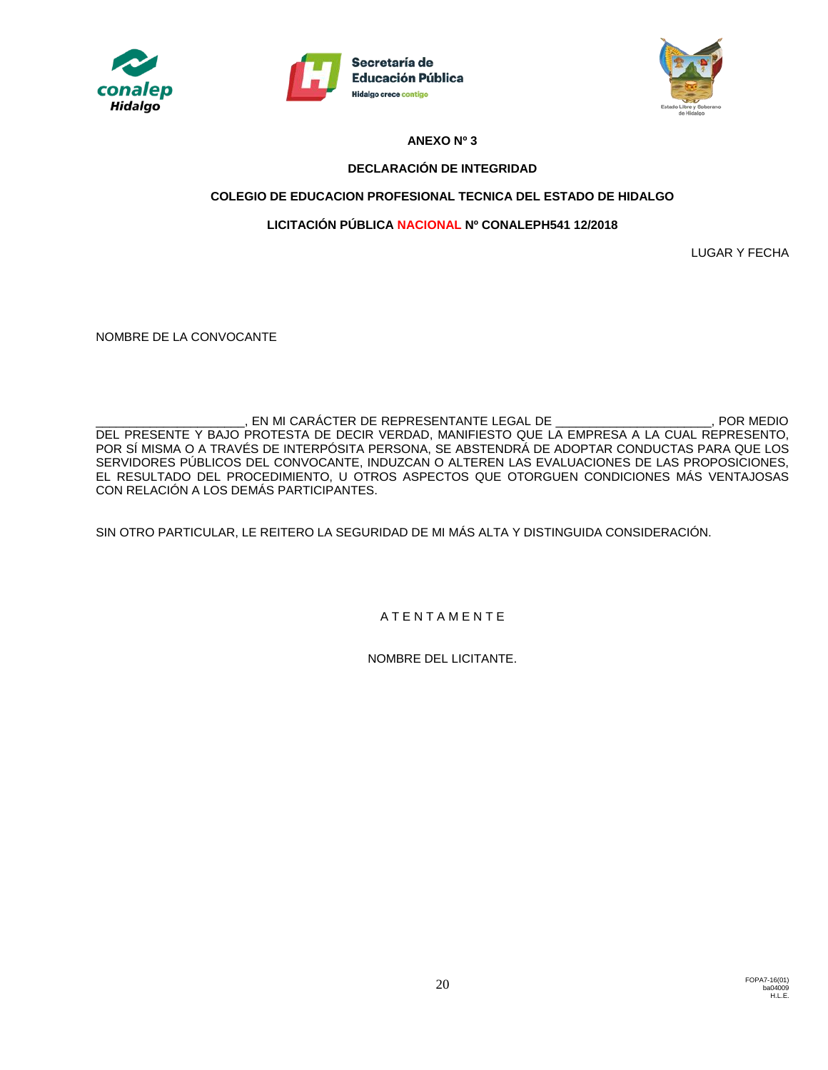**ANEXO Nº 3**

**DECLARACIÓN DE INTEGRIDAD**

**COLEGIO DE EDUCACION PROFESIONAL TECNICA DEL ESTADO DE HIDALGO**

**LICITACIÓN PÚBLICA NACIONAL Nº CONALEPH541 12/2018**

LUGAR Y FECHA

NOMBRE DE LA CONVOCANTE

______________________, EN MI CARÁCTER DE REPRESENTANTE LEGAL DE _______________________, POR MEDIO DEL PRESENTE Y BAJO PROTESTA DE DECIR VERDAD, MANIFIESTO QUE LA EMPRESA A LA CUAL REPRESENTO, POR SÍ MISMA O A TRAVÉS DE INTERPÓSITA PERSONA, SE ABSTENDRÁ DE ADOPTAR CONDUCTAS PARA QUE LOS SERVIDORES PÚBLICOS DEL CONVOCANTE, INDUZCAN O ALTEREN LAS EVALUACIONES DE LAS PROPOSICIONES, EL RESULTADO DEL PROCEDIMIENTO, U OTROS ASPECTOS QUE OTORGUEN CONDICIONES MÁS VENTAJOSAS CON RELACIÓN A LOS DEMÁS PARTICIPANTES.

SIN OTRO PARTICULAR, LE REITERO LA SEGURIDAD DE MI MÁS ALTA Y DISTINGUIDA CONSIDERACIÓN.

A T E N T A M E N T E

NOMBRE DEL LICITANTE.

FOPA7-16(01)
ba04009
H.L.E.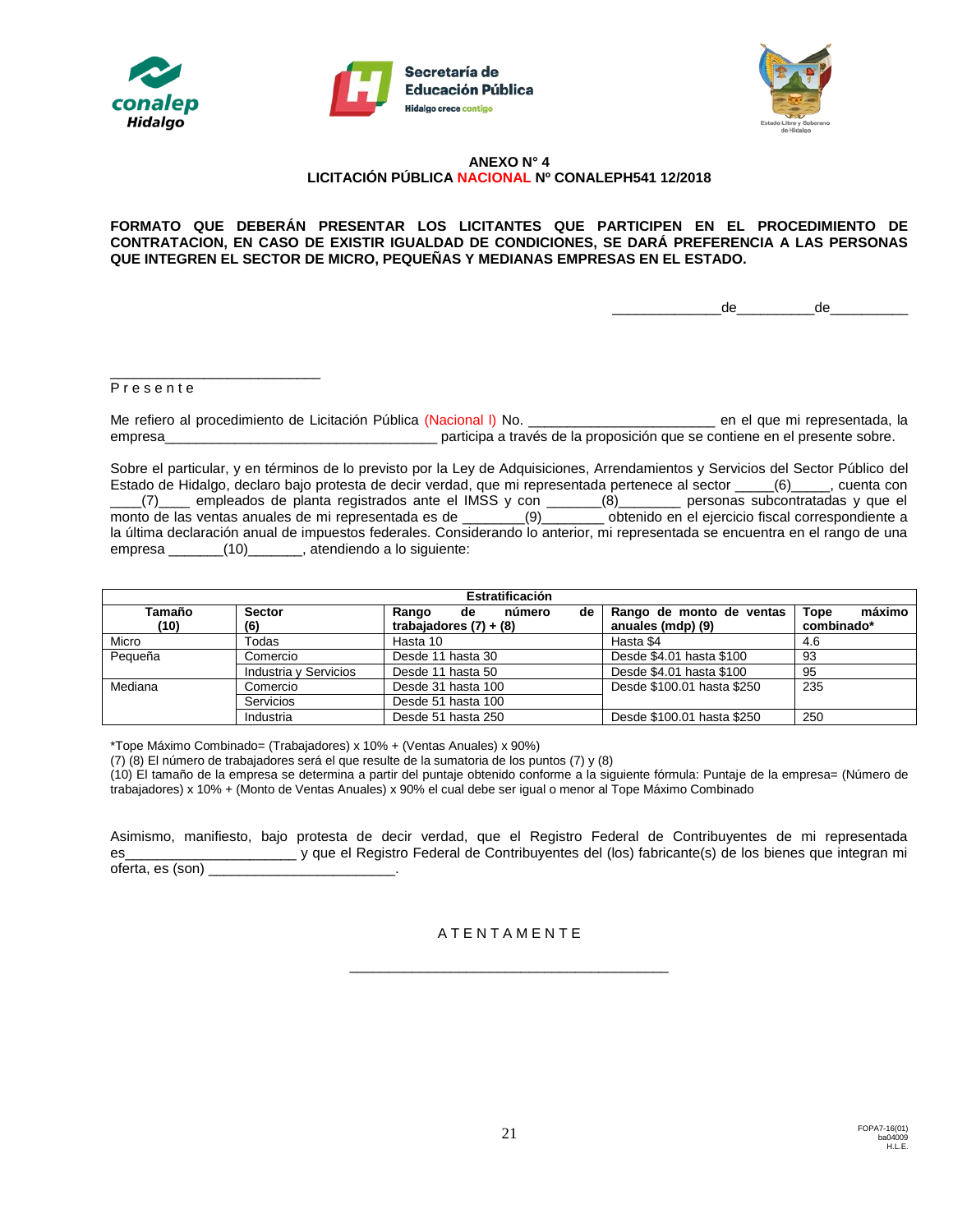**ANEXO N° 4**
**LICITACIÓN PÚBLICA NACIONAL Nº CONALEPH541 12/2018**

**FORMATO QUE DEBERÁN PRESENTAR LOS LICITANTES QUE PARTICIPEN EN EL PROCEDIMIENTO DE CONTRATACION, EN CASO DE EXISTIR IGUALDAD DE CONDICIONES, SE DARÁ PREFERENCIA A LAS PERSONAS QUE INTEGREN EL SECTOR DE MICRO, PEQUEÑAS Y MEDIANAS EMPRESAS EN EL ESTADO.**

______________de__________de__________

___________________________
Presente

Me refiero al procedimiento de Licitación Pública (Nacional l) No. ________________________ en el que mi representada, la empresa___________________________________ participa a través de la proposición que se contiene en el presente sobre.

Sobre el particular, y en términos de lo previsto por la Ley de Adquisiciones, Arrendamientos y Servicios del Sector Público del Estado de Hidalgo, declaro bajo protesta de decir verdad, que mi representada pertenece al sector _____(6)_____, cuenta con ____(7)____ empleados de planta registrados ante el IMSS y con _______(8)_______ personas subcontratadas y que el monto de las ventas anuales de mi representada es de ________(9)________ obtenido en el ejercicio fiscal correspondiente a la última declaración anual de impuestos federales. Considerando lo anterior, mi representada se encuentra en el rango de una empresa _______(10)_______, atendiendo a lo siguiente:

| Estratificación | | | | |
|---|---|---|---|---|
| **Tamaño (10)** | **Sector (6)** | **Rango de número de trabajadores (7) + (8)** | **Rango de monto de ventas anuales (mdp) (9)** | **Tope máximo combinado*** |
| Micro | Todas | Hasta 10 | Hasta $4 | 4.6 |
| Pequeña | Comercio | Desde 11 hasta 30 | Desde $4.01 hasta $100 | 93 |
| | Industria y Servicios | Desde 11 hasta 50 | Desde $4.01 hasta $100 | 95 |
| Mediana | Comercio | Desde 31 hasta 100 | Desde $100.01 hasta $250 | 235 |
| | Servicios | Desde 51 hasta 100 | | |
| | Industria | Desde 51 hasta 250 | Desde $100.01 hasta $250 | 250 |

*Tope Máximo Combinado= (Trabajadores) x 10% + (Ventas Anuales) x 90%)
(7) (8) El número de trabajadores será el que resulte de la sumatoria de los puntos (7) y (8)
(10) El tamaño de la empresa se determina a partir del puntaje obtenido conforme a la siguiente fórmula: Puntaje de la empresa= (Número de trabajadores) x 10% + (Monto de Ventas Anuales) x 90% el cual debe ser igual o menor al Tope Máximo Combinado

Asimismo, manifiesto, bajo protesta de decir verdad, que el Registro Federal de Contribuyentes de mi representada es______________________ y que el Registro Federal de Contribuyentes del (los) fabricante(s) de los bienes que integran mi oferta, es (son) ________________________.

A T E N T A M E N T E

________________________________________

FOPA7-16(01)
ba04009
H.L.E.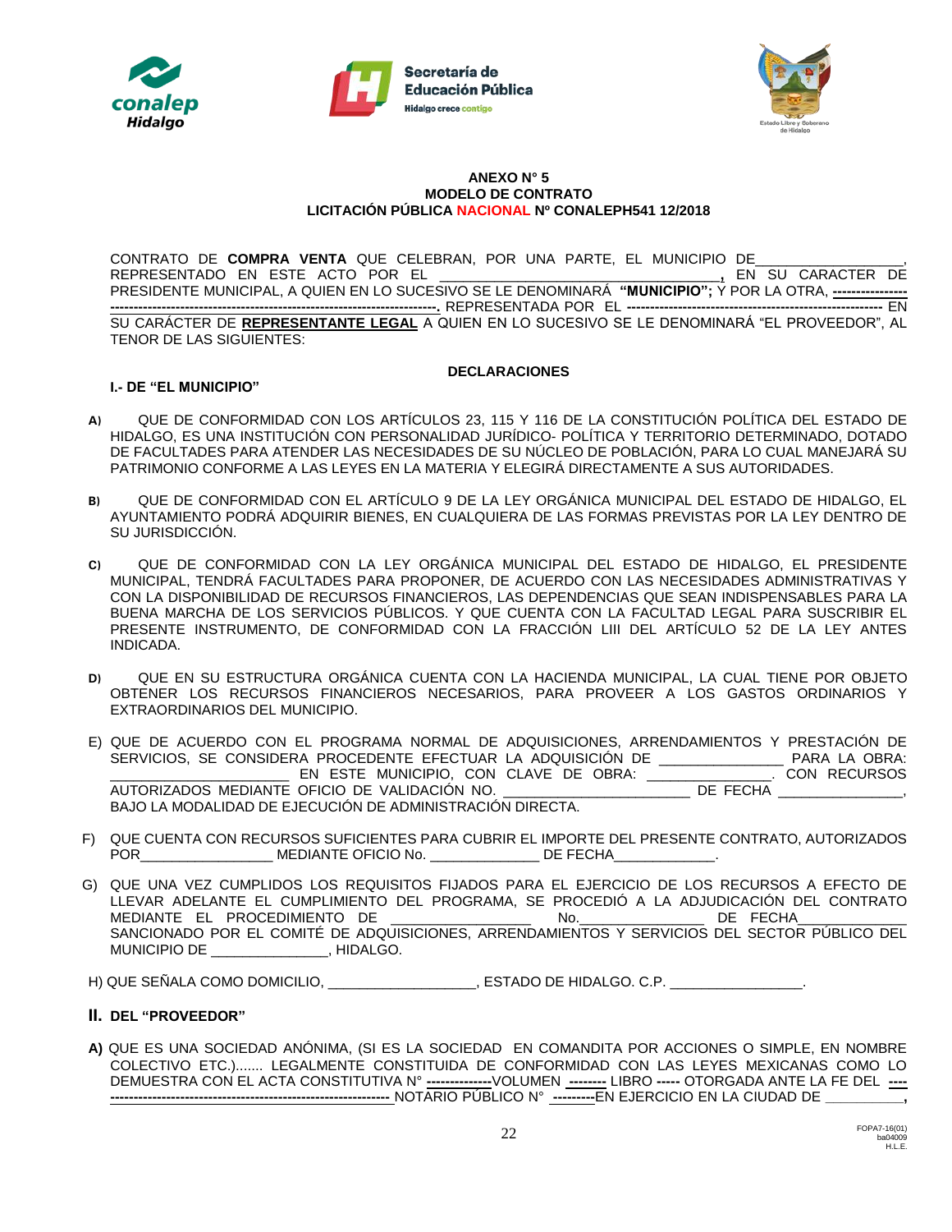**ANEXO N° 5**
**MODELO DE CONTRATO**
**LICITACIÓN PÚBLICA NACIONAL Nº CONALEPH541 12/2018**

CONTRATO DE **COMPRA VENTA** QUE CELEBRAN, POR UNA PARTE, EL MUNICIPIO DE__________________, REPRESENTADO EN ESTE ACTO POR EL ________________________________, EN SU CARACTER DE PRESIDENTE MUNICIPAL, A QUIEN EN LO SUCESIVO SE LE DENOMINARÁ **"MUNICIPIO"**; Y POR LA OTRA, ---------------------------------------------------------------------------------. REPRESENTADA POR EL ------------------------------------------------------- EN SU CARÁCTER DE **REPRESENTANTE LEGAL** A QUIEN EN LO SUCESIVO SE LE DENOMINARÁ "EL PROVEEDOR", AL TENOR DE LAS SIGUIENTES:

**DECLARACIONES**

**I.- DE "EL MUNICIPIO"**

**A)** QUE DE CONFORMIDAD CON LOS ARTÍCULOS 23, 115 Y 116 DE LA CONSTITUCIÓN POLÍTICA DEL ESTADO DE HIDALGO, ES UNA INSTITUCIÓN CON PERSONALIDAD JURÍDICO- POLÍTICA Y TERRITORIO DETERMINADO, DOTADO DE FACULTADES PARA ATENDER LAS NECESIDADES DE SU NÚCLEO DE POBLACIÓN, PARA LO CUAL MANEJARÁ SU PATRIMONIO CONFORME A LAS LEYES EN LA MATERIA Y ELEGIRÁ DIRECTAMENTE A SUS AUTORIDADES.

**B)** QUE DE CONFORMIDAD CON EL ARTÍCULO 9 DE LA LEY ORGÁNICA MUNICIPAL DEL ESTADO DE HIDALGO, EL AYUNTAMIENTO PODRÁ ADQUIRIR BIENES, EN CUALQUIERA DE LAS FORMAS PREVISTAS POR LA LEY DENTRO DE SU JURISDICCIÓN.

**C)** QUE DE CONFORMIDAD CON LA LEY ORGÁNICA MUNICIPAL DEL ESTADO DE HIDALGO, EL PRESIDENTE MUNICIPAL, TENDRÁ FACULTADES PARA PROPONER, DE ACUERDO CON LAS NECESIDADES ADMINISTRATIVAS Y CON LA DISPONIBILIDAD DE RECURSOS FINANCIEROS, LAS DEPENDENCIAS QUE SEAN INDISPENSABLES PARA LA BUENA MARCHA DE LOS SERVICIOS PÚBLICOS. Y QUE CUENTA CON LA FACULTAD LEGAL PARA SUSCRIBIR EL PRESENTE INSTRUMENTO, DE CONFORMIDAD CON LA FRACCIÓN LIII DEL ARTÍCULO 52 DE LA LEY ANTES INDICADA.

**D)** QUE EN SU ESTRUCTURA ORGÁNICA CUENTA CON LA HACIENDA MUNICIPAL, LA CUAL TIENE POR OBJETO OBTENER LOS RECURSOS FINANCIEROS NECESARIOS, PARA PROVEER A LOS GASTOS ORDINARIOS Y EXTRAORDINARIOS DEL MUNICIPIO.

E) QUE DE ACUERDO CON EL PROGRAMA NORMAL DE ADQUISICIONES, ARRENDAMIENTOS Y PRESTACIÓN DE SERVICIOS, SE CONSIDERA PROCEDENTE EFECTUAR LA ADQUISICIÓN DE _______________ PARA LA OBRA: ______________________ EN ESTE MUNICIPIO, CON CLAVE DE OBRA: _______________. CON RECURSOS AUTORIZADOS MEDIANTE OFICIO DE VALIDACIÓN NO. _______________________ DE FECHA _______________, BAJO LA MODALIDAD DE EJECUCIÓN DE ADMINISTRACIÓN DIRECTA.

F) QUE CUENTA CON RECURSOS SUFICIENTES PARA CUBRIR EL IMPORTE DEL PRESENTE CONTRATO, AUTORIZADOS POR________________ MEDIANTE OFICIO No. _____________ DE FECHA____________.

G) QUE UNA VEZ CUMPLIDOS LOS REQUISITOS FIJADOS PARA EL EJERCICIO DE LOS RECURSOS A EFECTO DE LLEVAR ADELANTE EL CUMPLIMIENTO DEL PROGRAMA, SE PROCEDIÓ A LA ADJUDICACIÓN DEL CONTRATO MEDIANTE EL PROCEDIMIENTO DE _________________ No._______________ DE FECHA____________ SANCIONADO POR EL COMITÉ DE ADQUISICIONES, ARRENDAMIENTOS Y SERVICIOS DEL SECTOR PÚBLICO DEL MUNICIPIO DE ______________, HIDALGO.

H) QUE SEÑALA COMO DOMICILIO, __________________, ESTADO DE HIDALGO. C.P. ________________.

**II. DEL "PROVEEDOR"**

**A)** QUE ES UNA SOCIEDAD ANÓNIMA, (SI ES LA SOCIEDAD EN COMANDITA POR ACCIONES O SIMPLE, EN NOMBRE COLECTIVO ETC.)....... LEGALMENTE CONSTITUIDA DE CONFORMIDAD CON LAS LEYES MEXICANAS COMO LO DEMUESTRA CON EL ACTA CONSTITUTIVA N° --------------VOLUMEN -------- LIBRO ----- OTORGADA ANTE LA FE DEL ---------------------------------------------------------------- NOTARIO PÚBLICO N° ---------EN EJERCICIO EN LA CIUDAD DE __________,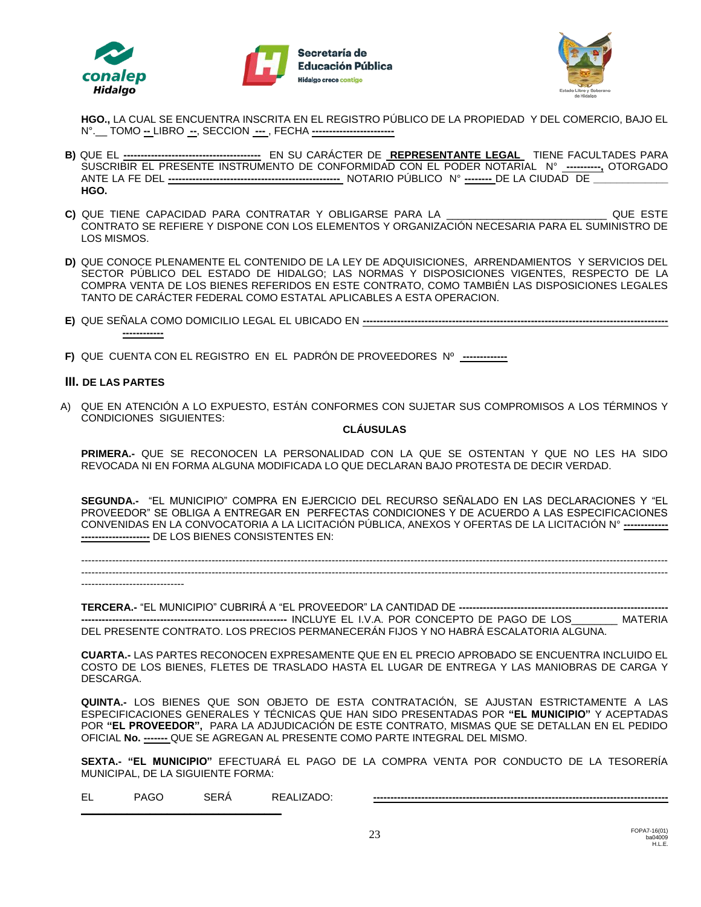**HGO.,** LA CUAL SE ENCUENTRA INSCRITA EN EL REGISTRO PÚBLICO DE LA PROPIEDAD Y DEL COMERCIO, BAJO EL N°.__ TOMO **--** LIBRO **--**, SECCION **---** , FECHA **-----------------------**

**B)** QUE EL **---------------------------------------** EN SU CARÁCTER DE **REPRESENTANTE LEGAL** TIENE FACULTADES PARA SUSCRIBIR EL PRESENTE INSTRUMENTO DE CONFORMIDAD CON EL PODER NOTARIAL N° **----------,** OTORGADO ANTE LA FE DEL **-------------------------------------------------** NOTARIO PÚBLICO N° **--------** DE LA CIUDAD DE _____________ **HGO.**

**C)** QUE TIENE CAPACIDAD PARA CONTRATAR Y OBLIGARSE PARA LA ___________________________ QUE ESTE CONTRATO SE REFIERE Y DISPONE CON LOS ELEMENTOS Y ORGANIZACIÓN NECESARIA PARA EL SUMINISTRO DE LOS MISMOS.

**D)** QUE CONOCE PLENAMENTE EL CONTENIDO DE LA LEY DE ADQUISICIONES, ARRENDAMIENTOS Y SERVICIOS DEL SECTOR PÚBLICO DEL ESTADO DE HIDALGO; LAS NORMAS Y DISPOSICIONES VIGENTES, RESPECTO DE LA COMPRA VENTA DE LOS BIENES REFERIDOS EN ESTE CONTRATO, COMO TAMBIÉN LAS DISPOSICIONES LEGALES TANTO DE CARÁCTER FEDERAL COMO ESTATAL APLICABLES A ESTA OPERACION.

**E)** QUE SEÑALA COMO DOMICILIO LEGAL EL UBICADO EN **------------------------------------------------------------------------------------- -----------**

**F)** QUE CUENTA CON EL REGISTRO EN EL PADRÓN DE PROVEEDORES Nº **------------**

### III. DE LAS PARTES

A) QUE EN ATENCIÓN A LO EXPUESTO, ESTÁN CONFORMES CON SUJETAR SUS COMPROMISOS A LOS TÉRMINOS Y CONDICIONES SIGUIENTES:

**CLÁUSULAS**

**PRIMERA.-** QUE SE RECONOCEN LA PERSONALIDAD CON LA QUE SE OSTENTAN Y QUE NO LES HA SIDO REVOCADA NI EN FORMA ALGUNA MODIFICADA LO QUE DECLARAN BAJO PROTESTA DE DECIR VERDAD.

**SEGUNDA.-** "EL MUNICIPIO" COMPRA EN EJERCICIO DEL RECURSO SEÑALADO EN LAS DECLARACIONES Y "EL PROVEEDOR" SE OBLIGA A ENTREGAR EN PERFECTAS CONDICIONES Y DE ACUERDO A LAS ESPECIFICACIONES CONVENIDAS EN LA CONVOCATORIA A LA LICITACIÓN PÚBLICA, ANEXOS Y OFERTAS DE LA LICITACIÓN N° **------------ ------------------** DE LOS BIENES CONSISTENTES EN:

------------------------------------------------------------------------------------------------------------------------------------------------------------------
------------------------------------------------------------------------------------------------------------------------------------------------------------------
------------------------------

**TERCERA.-** "EL MUNICIPIO" CUBRIRÁ A "EL PROVEEDOR" LA CANTIDAD DE **------------------------------------------------------------ -----------------------------------------------------------** INCLUYE EL I.V.A. POR CONCEPTO DE PAGO DE LOS________ MATERIA DEL PRESENTE CONTRATO. LOS PRECIOS PERMANECERÁN FIJOS Y NO HABRÁ ESCALATORIA ALGUNA.

**CUARTA.-** LAS PARTES RECONOCEN EXPRESAMENTE QUE EN EL PRECIO APROBADO SE ENCUENTRA INCLUIDO EL COSTO DE LOS BIENES, FLETES DE TRASLADO HASTA EL LUGAR DE ENTREGA Y LAS MANIOBRAS DE CARGA Y DESCARGA.

**QUINTA.-** LOS BIENES QUE SON OBJETO DE ESTA CONTRATACIÓN, SE AJUSTAN ESTRICTAMENTE A LAS ESPECIFICACIONES GENERALES Y TÉCNICAS QUE HAN SIDO PRESENTADAS POR **"EL MUNICIPIO"** Y ACEPTADAS POR **"EL PROVEEDOR",** PARA LA ADJUDICACIÓN DE ESTE CONTRATO, MISMAS QUE SE DETALLAN EN EL PEDIDO OFICIAL **No. -------** QUE SE AGREGAN AL PRESENTE COMO PARTE INTEGRAL DEL MISMO.

**SEXTA.- "EL MUNICIPIO"** EFECTUARÁ EL PAGO DE LA COMPRA VENTA POR CONDUCTO DE LA TESORERÍA MUNICIPAL, DE LA SIGUIENTE FORMA:

EL PAGO SERÁ REALIZADO: **-----------------------------------------------------------------------------------**
___________________________________

FOPA7-16(01)
ba04009
H.L.E.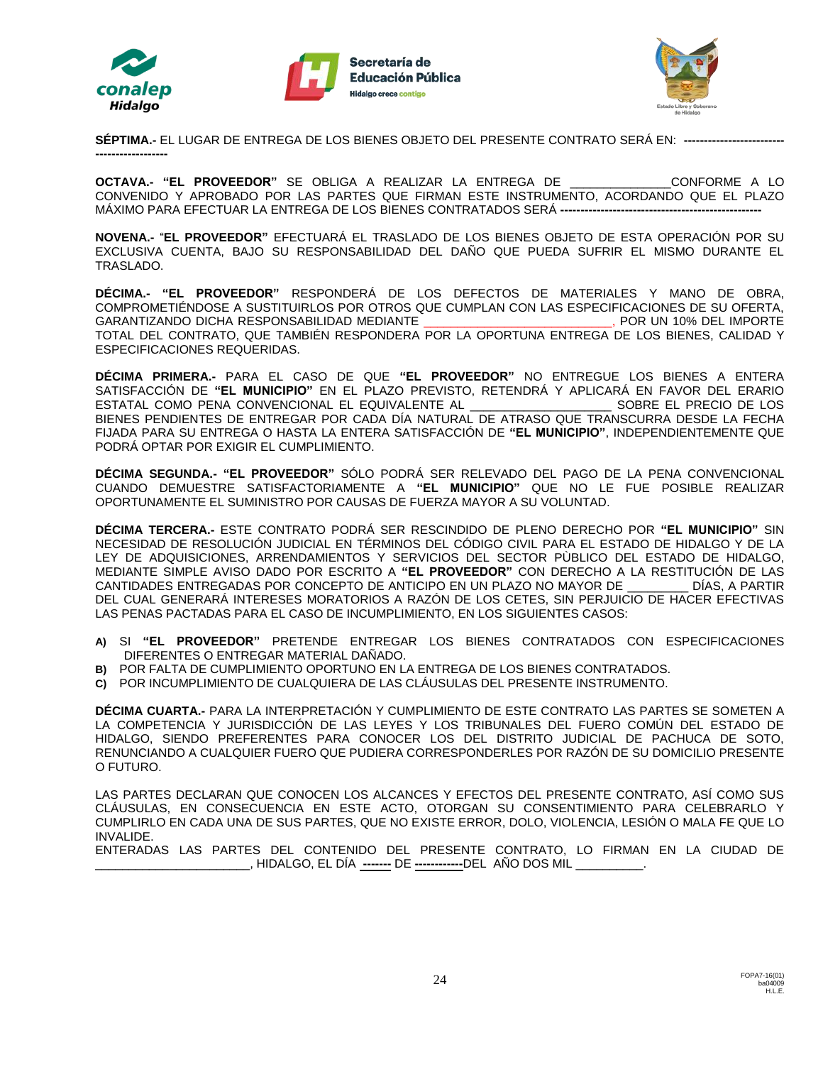**SÉPTIMA.-** EL LUGAR DE ENTREGA DE LOS BIENES OBJETO DEL PRESENTE CONTRATO SERÁ EN: **-------------------------------------------**

**OCTAVA.- "EL PROVEEDOR"** SE OBLIGA A REALIZAR LA ENTREGA DE _______________CONFORME A LO CONVENIDO Y APROBADO POR LAS PARTES QUE FIRMAN ESTE INSTRUMENTO, ACORDANDO QUE EL PLAZO MÁXIMO PARA EFECTUAR LA ENTREGA DE LOS BIENES CONTRATADOS SERÁ **---------------------------------------------------**

**NOVENA.-** "**EL PROVEEDOR"** EFECTUARÁ EL TRASLADO DE LOS BIENES OBJETO DE ESTA OPERACIÓN POR SU EXCLUSIVA CUENTA, BAJO SU RESPONSABILIDAD DEL DAÑO QUE PUEDA SUFRIR EL MISMO DURANTE EL TRASLADO.

**DÉCIMA.- "EL PROVEEDOR"** RESPONDERÁ DE LOS DEFECTOS DE MATERIALES Y MANO DE OBRA, COMPROMETIÉNDOSE A SUSTITUIRLOS POR OTROS QUE CUMPLAN CON LAS ESPECIFICACIONES DE SU OFERTA, GARANTIZANDO DICHA RESPONSABILIDAD MEDIANTE ____________________________, POR UN 10% DEL IMPORTE TOTAL DEL CONTRATO, QUE TAMBIÉN RESPONDERA POR LA OPORTUNA ENTREGA DE LOS BIENES, CALIDAD Y ESPECIFICACIONES REQUERIDAS.

**DÉCIMA PRIMERA.-** PARA EL CASO DE QUE **"EL PROVEEDOR"** NO ENTREGUE LOS BIENES A ENTERA SATISFACCIÓN DE **"EL MUNICIPIO"** EN EL PLAZO PREVISTO, RETENDRÁ Y APLICARÁ EN FAVOR DEL ERARIO ESTATAL COMO PENA CONVENCIONAL EL EQUIVALENTE AL _____________________ SOBRE EL PRECIO DE LOS BIENES PENDIENTES DE ENTREGAR POR CADA DÍA NATURAL DE ATRASO QUE TRANSCURRA DESDE LA FECHA FIJADA PARA SU ENTREGA O HASTA LA ENTERA SATISFACCIÓN DE **"EL MUNICIPIO"**, INDEPENDIENTEMENTE QUE PODRÁ OPTAR POR EXIGIR EL CUMPLIMIENTO.

**DÉCIMA SEGUNDA.- "EL PROVEEDOR"** SÓLO PODRÁ SER RELEVADO DEL PAGO DE LA PENA CONVENCIONAL CUANDO DEMUESTRE SATISFACTORIAMENTE A **"EL MUNICIPIO"** QUE NO LE FUE POSIBLE REALIZAR OPORTUNAMENTE EL SUMINISTRO POR CAUSAS DE FUERZA MAYOR A SU VOLUNTAD.

**DÉCIMA TERCERA.-** ESTE CONTRATO PODRÁ SER RESCINDIDO DE PLENO DERECHO POR **"EL MUNICIPIO"** SIN NECESIDAD DE RESOLUCIÓN JUDICIAL EN TÉRMINOS DEL CÓDIGO CIVIL PARA EL ESTADO DE HIDALGO Y DE LA LEY DE ADQUISICIONES, ARRENDAMIENTOS Y SERVICIOS DEL SECTOR PÙBLICO DEL ESTADO DE HIDALGO, MEDIANTE SIMPLE AVISO DADO POR ESCRITO A **"EL PROVEEDOR"** CON DERECHO A LA RESTITUCIÓN DE LAS CANTIDADES ENTREGADAS POR CONCEPTO DE ANTICIPO EN UN PLAZO NO MAYOR DE _________ DÍAS, A PARTIR DEL CUAL GENERARÁ INTERESES MORATORIOS A RAZÓN DE LOS CETES, SIN PERJUICIO DE HACER EFECTIVAS LAS PENAS PACTADAS PARA EL CASO DE INCUMPLIMIENTO, EN LOS SIGUIENTES CASOS:

**A)** SI **"EL PROVEEDOR"** PRETENDE ENTREGAR LOS BIENES CONTRATADOS CON ESPECIFICACIONES DIFERENTES O ENTREGAR MATERIAL DAÑADO.
**B)** POR FALTA DE CUMPLIMIENTO OPORTUNO EN LA ENTREGA DE LOS BIENES CONTRATADOS.
**C)** POR INCUMPLIMIENTO DE CUALQUIERA DE LAS CLÁUSULAS DEL PRESENTE INSTRUMENTO.

**DÉCIMA CUARTA.-** PARA LA INTERPRETACIÓN Y CUMPLIMIENTO DE ESTE CONTRATO LAS PARTES SE SOMETEN A LA COMPETENCIA Y JURISDICCIÓN DE LAS LEYES Y LOS TRIBUNALES DEL FUERO COMÚN DEL ESTADO DE HIDALGO, SIENDO PREFERENTES PARA CONOCER LOS DEL DISTRITO JUDICIAL DE PACHUCA DE SOTO, RENUNCIANDO A CUALQUIER FUERO QUE PUDIERA CORRESPONDERLES POR RAZÓN DE SU DOMICILIO PRESENTE O FUTURO.

LAS PARTES DECLARAN QUE CONOCEN LOS ALCANCES Y EFECTOS DEL PRESENTE CONTRATO, ASÍ COMO SUS CLÁUSULAS, EN CONSECUENCIA EN ESTE ACTO, OTORGAN SU CONSENTIMIENTO PARA CELEBRARLO Y CUMPLIRLO EN CADA UNA DE SUS PARTES, QUE NO EXISTE ERROR, DOLO, VIOLENCIA, LESIÓN O MALA FE QUE LO INVALIDE.
ENTERADAS LAS PARTES DEL CONTENIDO DEL PRESENTE CONTRATO, LO FIRMAN EN LA CIUDAD DE _______________________, HIDALGO, EL DÍA **-------** DE **------------**DEL AÑO DOS MIL __________.

FOPA7-16(01)
ba04009
H.L.E.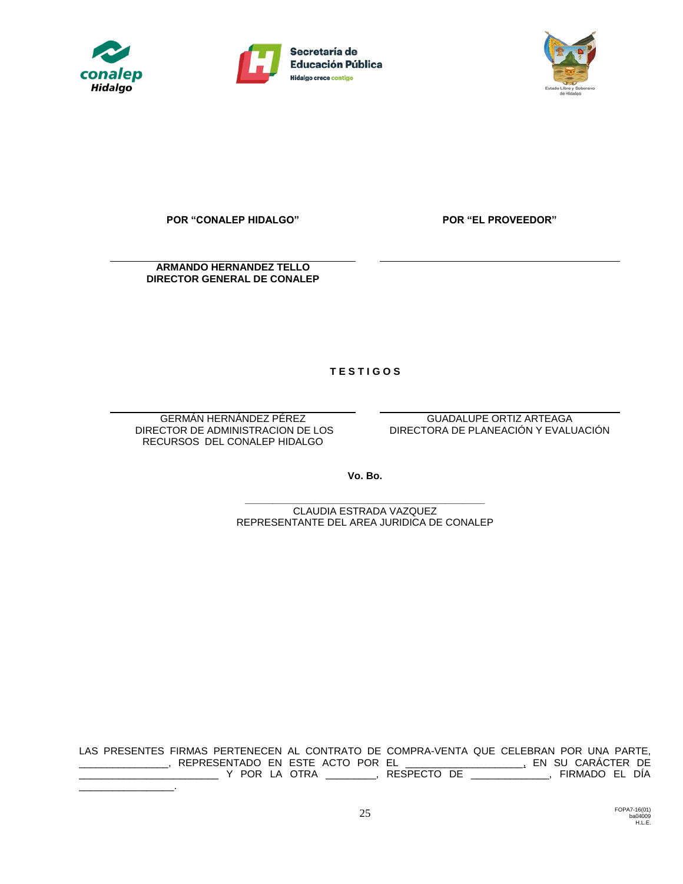| POR “CONALEP HIDALGO” | POR “EL PROVEEDOR” |
| --- | --- |
| \_\_\_\_\_\_\_\_\_\_\_\_\_\_\_\_\_\_\_\_\_\_\_\_\_\_\_\_\_\_\_\_\_\_ | \_\_\_\_\_\_\_\_\_\_\_\_\_\_\_\_\_\_\_\_\_\_\_\_\_\_\_\_\_\_\_\_\_\_ |
| **ARMANDO HERNANDEZ TELLO**<br>**DIRECTOR GENERAL DE CONALEP** | |

**T E S T I G O S**

| | |
| --- | --- |
| \_\_\_\_\_\_\_\_\_\_\_\_\_\_\_\_\_\_\_\_\_\_\_\_\_\_\_\_\_\_\_\_\_\_ | \_\_\_\_\_\_\_\_\_\_\_\_\_\_\_\_\_\_\_\_\_\_\_\_\_\_\_\_\_\_\_\_\_\_ |
| GERMÁN HERNÁNDEZ PÉREZ<br>DIRECTOR DE ADMINISTRACION DE LOS RECURSOS DEL CONALEP HIDALGO | GUADALUPE ORTIZ ARTEAGA<br>DIRECTORA DE PLANEACIÓN Y EVALUACIÓN |

**Vo. Bo.**

\_\_\_\_\_\_\_\_\_\_\_\_\_\_\_\_\_\_\_\_\_\_\_\_\_\_\_\_\_\_\_\_\_\_\_\_\_\_\_\_\_

CLAUDIA ESTRADA VAZQUEZ
REPRESENTANTE DEL AREA JURIDICA DE CONALEP

LAS PRESENTES FIRMAS PERTENECEN AL CONTRATO DE COMPRA-VENTA QUE CELEBRAN POR UNA PARTE, \_\_\_\_\_\_\_\_\_\_\_\_\_\_\_\_, REPRESENTADO EN ESTE ACTO POR EL \_\_\_\_\_\_\_\_\_\_\_\_\_\_\_\_\_\_\_\_\_\_, EN SU CARÁCTER DE \_\_\_\_\_\_\_\_\_\_\_\_\_\_\_\_\_\_\_\_\_\_\_\_\_ Y POR LA OTRA \_\_\_\_\_\_\_\_\_, RESPECTO DE \_\_\_\_\_\_\_\_\_\_\_\_\_\_, FIRMADO EL DÍA \_\_\_\_\_\_\_\_\_\_\_\_\_\_\_\_\_.

FOPA7-16(01)
ba04009
H.L.E.